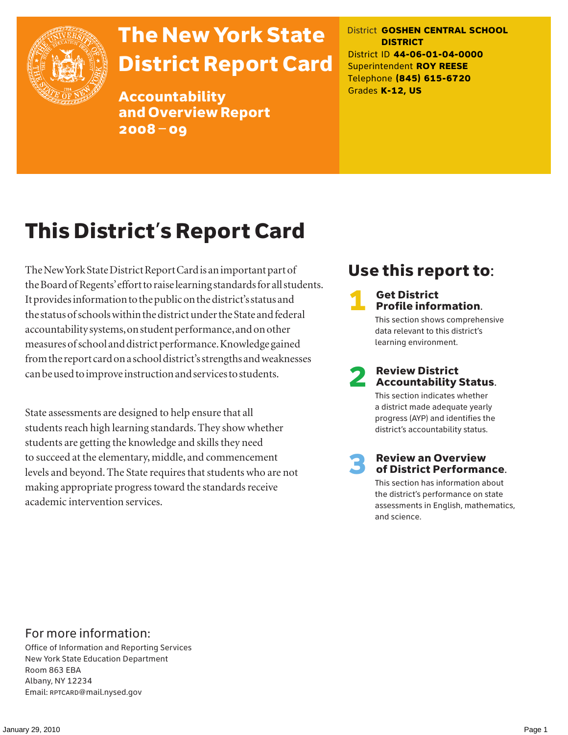# The New York State District Report Card

## Accountability and Overview Report 2008 – 09

District **GOSHEN CENTRAL SCHOOL DISTRICT**
District ID **44-06-01-04-0000**
Superintendent **ROY REESE**
Telephone **(845) 615-6720**
Grades **K-12, US**

# This District's Report Card

The New York State District Report Card is an important part of the Board of Regents' effort to raise learning standards for all students. It provides information to the public on the district's status and the status of schools within the district under the State and federal accountability systems, on student performance, and on other measures of school and district performance. Knowledge gained from the report card on a school district's strengths and weaknesses can be used to improve instruction and services to students.

State assessments are designed to help ensure that all students reach high learning standards. They show whether students are getting the knowledge and skills they need to succeed at the elementary, middle, and commencement levels and beyond. The State requires that students who are not making appropriate progress toward the standards receive academic intervention services.

## Use this report to:

**1 Get District Profile information.**
This section shows comprehensive data relevant to this district's learning environment.

**2 Review District Accountability Status.**
This section indicates whether a district made adequate yearly progress (AYP) and identifies the district's accountability status.

**3 Review an Overview of District Performance.**
This section has information about the district's performance on state assessments in English, mathematics, and science.

## For more information:

Office of Information and Reporting Services
New York State Education Department
Room 863 EBA
Albany, NY 12234
Email: RPTCARD@mail.nysed.gov

January 29, 2010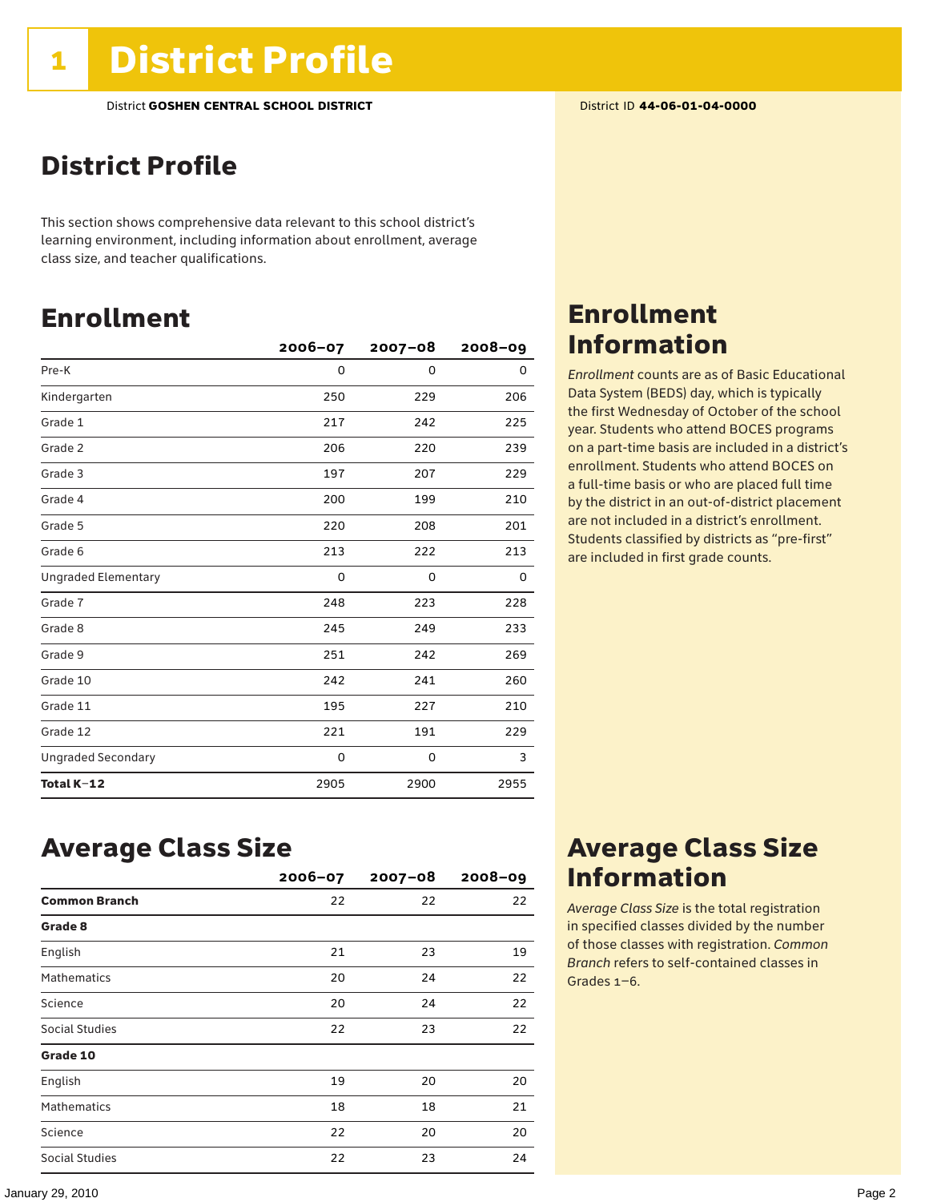# 1 District Profile

District **GOSHEN CENTRAL SCHOOL DISTRICT**

District ID **44-06-01-04-0000**

## District Profile

This section shows comprehensive data relevant to this school district's learning environment, including information about enrollment, average class size, and teacher qualifications.

## Enrollment

| | 2006–07 | 2007–08 | 2008–09 |
|---|---|---|---|
| Pre-K | 0 | 0 | 0 |
| Kindergarten | 250 | 229 | 206 |
| Grade 1 | 217 | 242 | 225 |
| Grade 2 | 206 | 220 | 239 |
| Grade 3 | 197 | 207 | 229 |
| Grade 4 | 200 | 199 | 210 |
| Grade 5 | 220 | 208 | 201 |
| Grade 6 | 213 | 222 | 213 |
| Ungraded Elementary | 0 | 0 | 0 |
| Grade 7 | 248 | 223 | 228 |
| Grade 8 | 245 | 249 | 233 |
| Grade 9 | 251 | 242 | 269 |
| Grade 10 | 242 | 241 | 260 |
| Grade 11 | 195 | 227 | 210 |
| Grade 12 | 221 | 191 | 229 |
| Ungraded Secondary | 0 | 0 | 3 |
| **Total K–12** | 2905 | 2900 | 2955 |

## Enrollment Information

*Enrollment* counts are as of Basic Educational Data System (BEDS) day, which is typically the first Wednesday of October of the school year. Students who attend BOCES programs on a part-time basis are included in a district's enrollment. Students who attend BOCES on a full-time basis or who are placed full time by the district in an out-of-district placement are not included in a district's enrollment. Students classified by districts as "pre-first" are included in first grade counts.

## Average Class Size

| | 2006–07 | 2007–08 | 2008–09 |
|---|---|---|---|
| **Common Branch** | 22 | 22 | 22 |
| **Grade 8** | | | |
| English | 21 | 23 | 19 |
| Mathematics | 20 | 24 | 22 |
| Science | 20 | 24 | 22 |
| Social Studies | 22 | 23 | 22 |
| **Grade 10** | | | |
| English | 19 | 20 | 20 |
| Mathematics | 18 | 18 | 21 |
| Science | 22 | 20 | 20 |
| Social Studies | 22 | 23 | 24 |

## Average Class Size Information

*Average Class Size* is the total registration in specified classes divided by the number of those classes with registration. *Common Branch* refers to self-contained classes in Grades 1–6.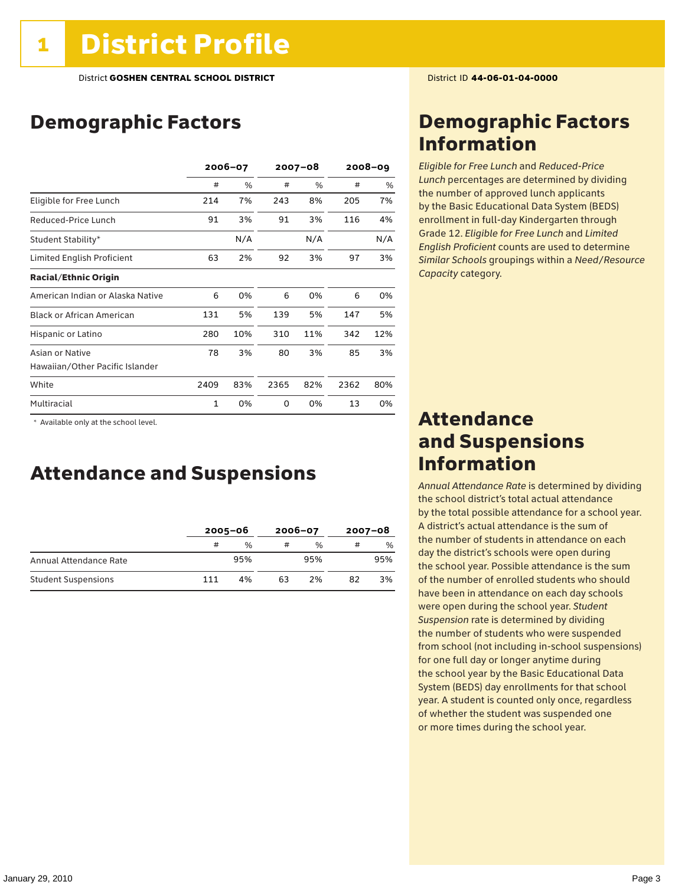# 1 District Profile

District **GOSHEN CENTRAL SCHOOL DISTRICT**

District ID **44-06-01-04-0000**

## Demographic Factors

| | 2006–07 | | 2007–08 | | 2008–09 | |
|---|---|---|---|---|---|---|
| | # | % | # | % | # | % |
| Eligible for Free Lunch | 214 | 7% | 243 | 8% | 205 | 7% |
| Reduced-Price Lunch | 91 | 3% | 91 | 3% | 116 | 4% |
| Student Stability* | | N/A | | N/A | | N/A |
| Limited English Proficient | 63 | 2% | 92 | 3% | 97 | 3% |
| **Racial/Ethnic Origin** | | | | | | |
| American Indian or Alaska Native | 6 | 0% | 6 | 0% | 6 | 0% |
| Black or African American | 131 | 5% | 139 | 5% | 147 | 5% |
| Hispanic or Latino | 280 | 10% | 310 | 11% | 342 | 12% |
| Asian or Native Hawaiian/Other Pacific Islander | 78 | 3% | 80 | 3% | 85 | 3% |
| White | 2409 | 83% | 2365 | 82% | 2362 | 80% |
| Multiracial | 1 | 0% | 0 | 0% | 13 | 0% |

\* Available only at the school level.

## Attendance and Suspensions

| | 2005–06 | | 2006–07 | | 2007–08 | |
|---|---|---|---|---|---|---|
| | # | % | # | % | # | % |
| Annual Attendance Rate | | 95% | | 95% | | 95% |
| Student Suspensions | 111 | 4% | 63 | 2% | 82 | 3% |

## Demographic Factors Information

*Eligible for Free Lunch* and *Reduced-Price Lunch* percentages are determined by dividing the number of approved lunch applicants by the Basic Educational Data System (BEDS) enrollment in full-day Kindergarten through Grade 12. *Eligible for Free Lunch* and *Limited English Proficient* counts are used to determine *Similar Schools* groupings within a *Need/Resource Capacity* category.

## Attendance and Suspensions Information

*Annual Attendance Rate* is determined by dividing the school district's total actual attendance by the total possible attendance for a school year. A district's actual attendance is the sum of the number of students in attendance on each day the district's schools were open during the school year. Possible attendance is the sum of the number of enrolled students who should have been in attendance on each day schools were open during the school year. *Student Suspension* rate is determined by dividing the number of students who were suspended from school (not including in-school suspensions) for one full day or longer anytime during the school year by the Basic Educational Data System (BEDS) day enrollments for that school year. A student is counted only once, regardless of whether the student was suspended one or more times during the school year.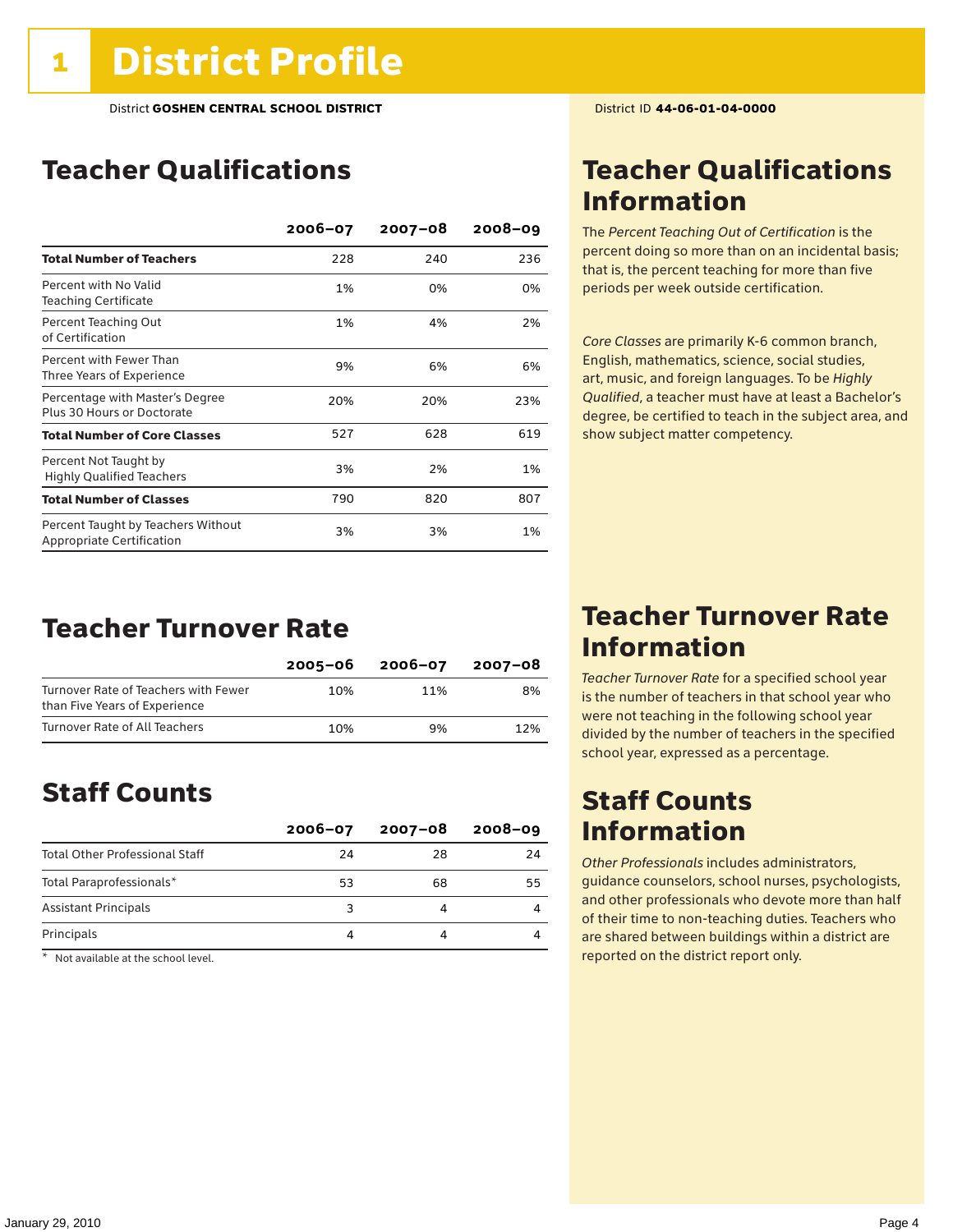# 1 District Profile

District **GOSHEN CENTRAL SCHOOL DISTRICT** District ID **44-06-01-04-0000**

## Teacher Qualifications

| | 2006–07 | 2007–08 | 2008–09 |
|---|---|---|---|
| **Total Number of Teachers** | 228 | 240 | 236 |
| Percent with No Valid Teaching Certificate | 1% | 0% | 0% |
| Percent Teaching Out of Certification | 1% | 4% | 2% |
| Percent with Fewer Than Three Years of Experience | 9% | 6% | 6% |
| Percentage with Master's Degree Plus 30 Hours or Doctorate | 20% | 20% | 23% |
| **Total Number of Core Classes** | 527 | 628 | 619 |
| Percent Not Taught by Highly Qualified Teachers | 3% | 2% | 1% |
| **Total Number of Classes** | 790 | 820 | 807 |
| Percent Taught by Teachers Without Appropriate Certification | 3% | 3% | 1% |

## Teacher Qualifications Information

The *Percent Teaching Out of Certification* is the percent doing so more than on an incidental basis; that is, the percent teaching for more than five periods per week outside certification.

*Core Classes* are primarily K-6 common branch, English, mathematics, science, social studies, art, music, and foreign languages. To be *Highly Qualified*, a teacher must have at least a Bachelor's degree, be certified to teach in the subject area, and show subject matter competency.

## Teacher Turnover Rate

| | 2005–06 | 2006–07 | 2007–08 |
|---|---|---|---|
| Turnover Rate of Teachers with Fewer than Five Years of Experience | 10% | 11% | 8% |
| Turnover Rate of All Teachers | 10% | 9% | 12% |

## Teacher Turnover Rate Information

*Teacher Turnover Rate* for a specified school year is the number of teachers in that school year who were not teaching in the following school year divided by the number of teachers in the specified school year, expressed as a percentage.

## Staff Counts

| | 2006–07 | 2007–08 | 2008–09 |
|---|---|---|---|
| Total Other Professional Staff | 24 | 28 | 24 |
| Total Paraprofessionals* | 53 | 68 | 55 |
| Assistant Principals | 3 | 4 | 4 |
| Principals | 4 | 4 | 4 |

\* Not available at the school level.

## Staff Counts Information

*Other Professionals* includes administrators, guidance counselors, school nurses, psychologists, and other professionals who devote more than half of their time to non-teaching duties. Teachers who are shared between buildings within a district are reported on the district report only.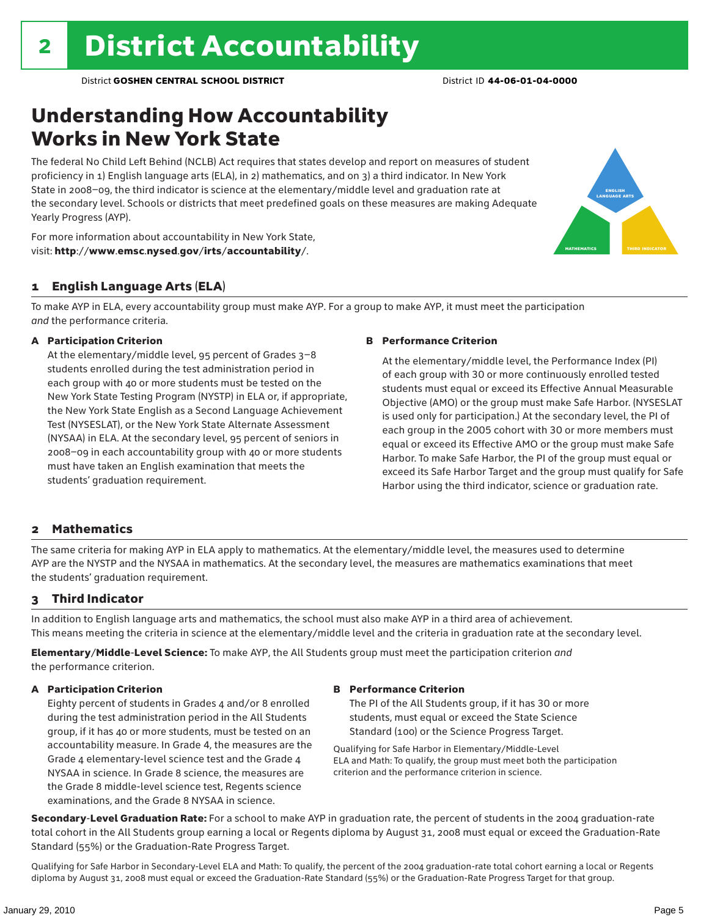# 2 District Accountability

District **GOSHEN CENTRAL SCHOOL DISTRICT** District ID **44-06-01-04-0000**

## Understanding How Accountability Works in New York State

The federal No Child Left Behind (NCLB) Act requires that states develop and report on measures of student proficiency in 1) English language arts (ELA), in 2) mathematics, and on 3) a third indicator. In New York State in 2008–09, the third indicator is science at the elementary/middle level and graduation rate at the secondary level. Schools or districts that meet predefined goals on these measures are making Adequate Yearly Progress (AYP).

For more information about accountability in New York State, visit: **http://www.emsc.nysed.gov/irts/accountability/**.

ENGLISH LANGUAGE ARTS

MATHEMATICS

THIRD INDICATOR

### 1 English Language Arts (ELA)

To make AYP in ELA, every accountability group must make AYP. For a group to make AYP, it must meet the participation *and* the performance criteria.

**A Participation Criterion**

At the elementary/middle level, 95 percent of Grades 3–8 students enrolled during the test administration period in each group with 40 or more students must be tested on the New York State Testing Program (NYSTP) in ELA or, if appropriate, the New York State English as a Second Language Achievement Test (NYSESLAT), or the New York State Alternate Assessment (NYSAA) in ELA. At the secondary level, 95 percent of seniors in 2008–09 in each accountability group with 40 or more students must have taken an English examination that meets the students' graduation requirement.

**B Performance Criterion**

At the elementary/middle level, the Performance Index (PI) of each group with 30 or more continuously enrolled tested students must equal or exceed its Effective Annual Measurable Objective (AMO) or the group must make Safe Harbor. (NYSESLAT is used only for participation.) At the secondary level, the PI of each group in the 2005 cohort with 30 or more members must equal or exceed its Effective AMO or the group must make Safe Harbor. To make Safe Harbor, the PI of the group must equal or exceed its Safe Harbor Target and the group must qualify for Safe Harbor using the third indicator, science or graduation rate.

### 2 Mathematics

The same criteria for making AYP in ELA apply to mathematics. At the elementary/middle level, the measures used to determine AYP are the NYSTP and the NYSAA in mathematics. At the secondary level, the measures are mathematics examinations that meet the students' graduation requirement.

### 3 Third Indicator

In addition to English language arts and mathematics, the school must also make AYP in a third area of achievement. This means meeting the criteria in science at the elementary/middle level and the criteria in graduation rate at the secondary level.

**Elementary/Middle-Level Science:** To make AYP, the All Students group must meet the participation criterion *and* the performance criterion.

**A Participation Criterion**

Eighty percent of students in Grades 4 and/or 8 enrolled during the test administration period in the All Students group, if it has 40 or more students, must be tested on an accountability measure. In Grade 4, the measures are the Grade 4 elementary-level science test and the Grade 4 NYSAA in science. In Grade 8 science, the measures are the Grade 8 middle-level science test, Regents science examinations, and the Grade 8 NYSAA in science.

**B Performance Criterion**

The PI of the All Students group, if it has 30 or more students, must equal or exceed the State Science Standard (100) or the Science Progress Target.

Qualifying for Safe Harbor in Elementary/Middle-Level ELA and Math: To qualify, the group must meet both the participation criterion and the performance criterion in science.

**Secondary-Level Graduation Rate:** For a school to make AYP in graduation rate, the percent of students in the 2004 graduation-rate total cohort in the All Students group earning a local or Regents diploma by August 31, 2008 must equal or exceed the Graduation-Rate Standard (55%) or the Graduation-Rate Progress Target.

Qualifying for Safe Harbor in Secondary-Level ELA and Math: To qualify, the percent of the 2004 graduation-rate total cohort earning a local or Regents diploma by August 31, 2008 must equal or exceed the Graduation-Rate Standard (55%) or the Graduation-Rate Progress Target for that group.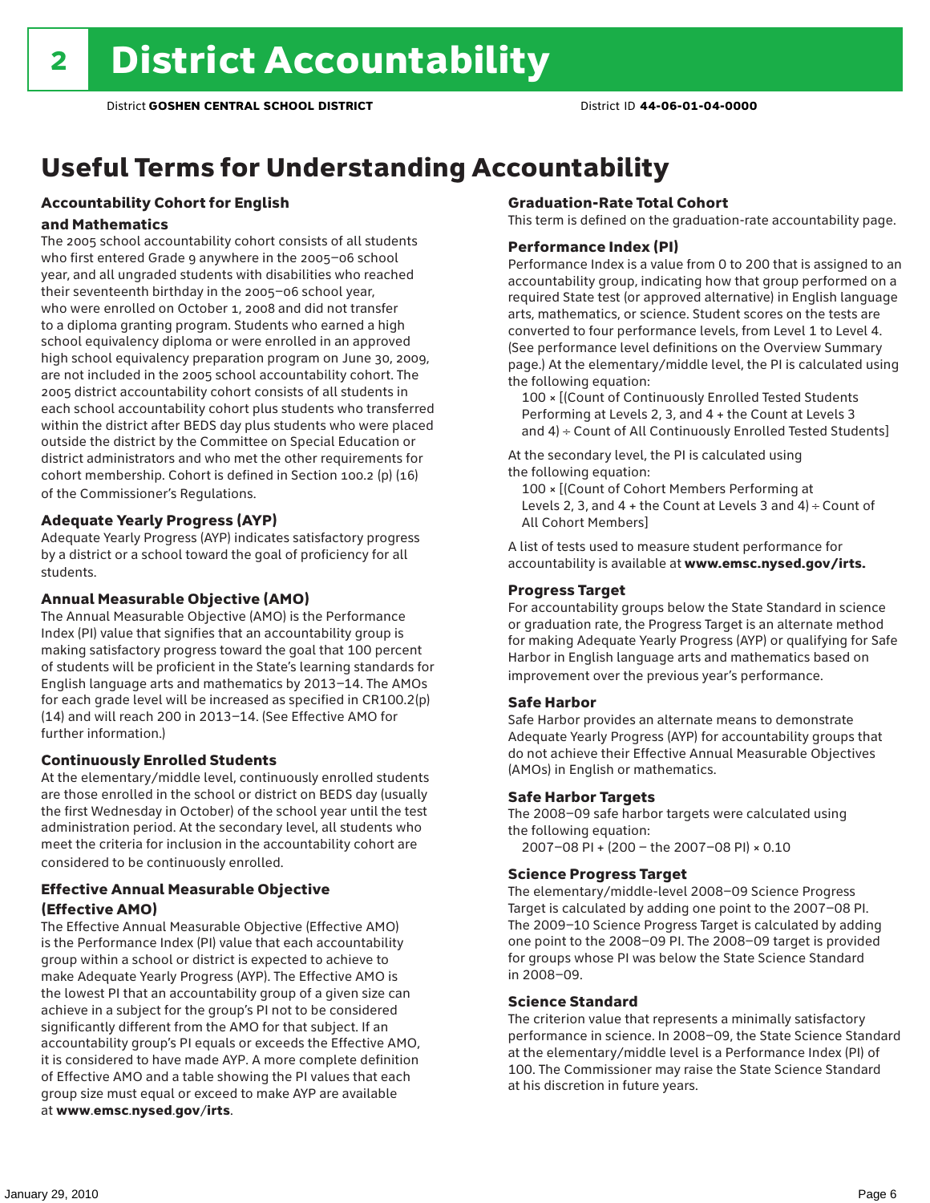# 2 District Accountability

District **GOSHEN CENTRAL SCHOOL DISTRICT** District ID **44-06-01-04-0000**

## Useful Terms for Understanding Accountability

### Accountability Cohort for English and Mathematics

The 2005 school accountability cohort consists of all students who first entered Grade 9 anywhere in the 2005–06 school year, and all ungraded students with disabilities who reached their seventeenth birthday in the 2005–06 school year, who were enrolled on October 1, 2008 and did not transfer to a diploma granting program. Students who earned a high school equivalency diploma or were enrolled in an approved high school equivalency preparation program on June 30, 2009, are not included in the 2005 school accountability cohort. The 2005 district accountability cohort consists of all students in each school accountability cohort plus students who transferred within the district after BEDS day plus students who were placed outside the district by the Committee on Special Education or district administrators and who met the other requirements for cohort membership. Cohort is defined in Section 100.2 (p) (16) of the Commissioner's Regulations.

### Adequate Yearly Progress (AYP)

Adequate Yearly Progress (AYP) indicates satisfactory progress by a district or a school toward the goal of proficiency for all students.

### Annual Measurable Objective (AMO)

The Annual Measurable Objective (AMO) is the Performance Index (PI) value that signifies that an accountability group is making satisfactory progress toward the goal that 100 percent of students will be proficient in the State's learning standards for English language arts and mathematics by 2013–14. The AMOs for each grade level will be increased as specified in CR100.2(p)(14) and will reach 200 in 2013–14. (See Effective AMO for further information.)

### Continuously Enrolled Students

At the elementary/middle level, continuously enrolled students are those enrolled in the school or district on BEDS day (usually the first Wednesday in October) of the school year until the test administration period. At the secondary level, all students who meet the criteria for inclusion in the accountability cohort are considered to be continuously enrolled.

### Effective Annual Measurable Objective (Effective AMO)

The Effective Annual Measurable Objective (Effective AMO) is the Performance Index (PI) value that each accountability group within a school or district is expected to achieve to make Adequate Yearly Progress (AYP). The Effective AMO is the lowest PI that an accountability group of a given size can achieve in a subject for the group's PI not to be considered significantly different from the AMO for that subject. If an accountability group's PI equals or exceeds the Effective AMO, it is considered to have made AYP. A more complete definition of Effective AMO and a table showing the PI values that each group size must equal or exceed to make AYP are available at **www.emsc.nysed.gov/irts**.

### Graduation-Rate Total Cohort

This term is defined on the graduation-rate accountability page.

### Performance Index (PI)

Performance Index is a value from 0 to 200 that is assigned to an accountability group, indicating how that group performed on a required State test (or approved alternative) in English language arts, mathematics, or science. Student scores on the tests are converted to four performance levels, from Level 1 to Level 4. (See performance level definitions on the Overview Summary page.) At the elementary/middle level, the PI is calculated using the following equation:

100 × [(Count of Continuously Enrolled Tested Students Performing at Levels 2, 3, and 4 + the Count at Levels 3 and 4) ÷ Count of All Continuously Enrolled Tested Students]

At the secondary level, the PI is calculated using the following equation:

100 × [(Count of Cohort Members Performing at Levels 2, 3, and 4 + the Count at Levels 3 and 4) ÷ Count of All Cohort Members]

A list of tests used to measure student performance for accountability is available at **www.emsc.nysed.gov/irts.**

### Progress Target

For accountability groups below the State Standard in science or graduation rate, the Progress Target is an alternate method for making Adequate Yearly Progress (AYP) or qualifying for Safe Harbor in English language arts and mathematics based on improvement over the previous year's performance.

### Safe Harbor

Safe Harbor provides an alternate means to demonstrate Adequate Yearly Progress (AYP) for accountability groups that do not achieve their Effective Annual Measurable Objectives (AMOs) in English or mathematics.

### Safe Harbor Targets

The 2008–09 safe harbor targets were calculated using the following equation:

2007–08 PI + (200 – the 2007–08 PI) × 0.10

### Science Progress Target

The elementary/middle-level 2008–09 Science Progress Target is calculated by adding one point to the 2007–08 PI. The 2009–10 Science Progress Target is calculated by adding one point to the 2008–09 PI. The 2008–09 target is provided for groups whose PI was below the State Science Standard in 2008–09.

### Science Standard

The criterion value that represents a minimally satisfactory performance in science. In 2008–09, the State Science Standard at the elementary/middle level is a Performance Index (PI) of 100. The Commissioner may raise the State Science Standard at his discretion in future years.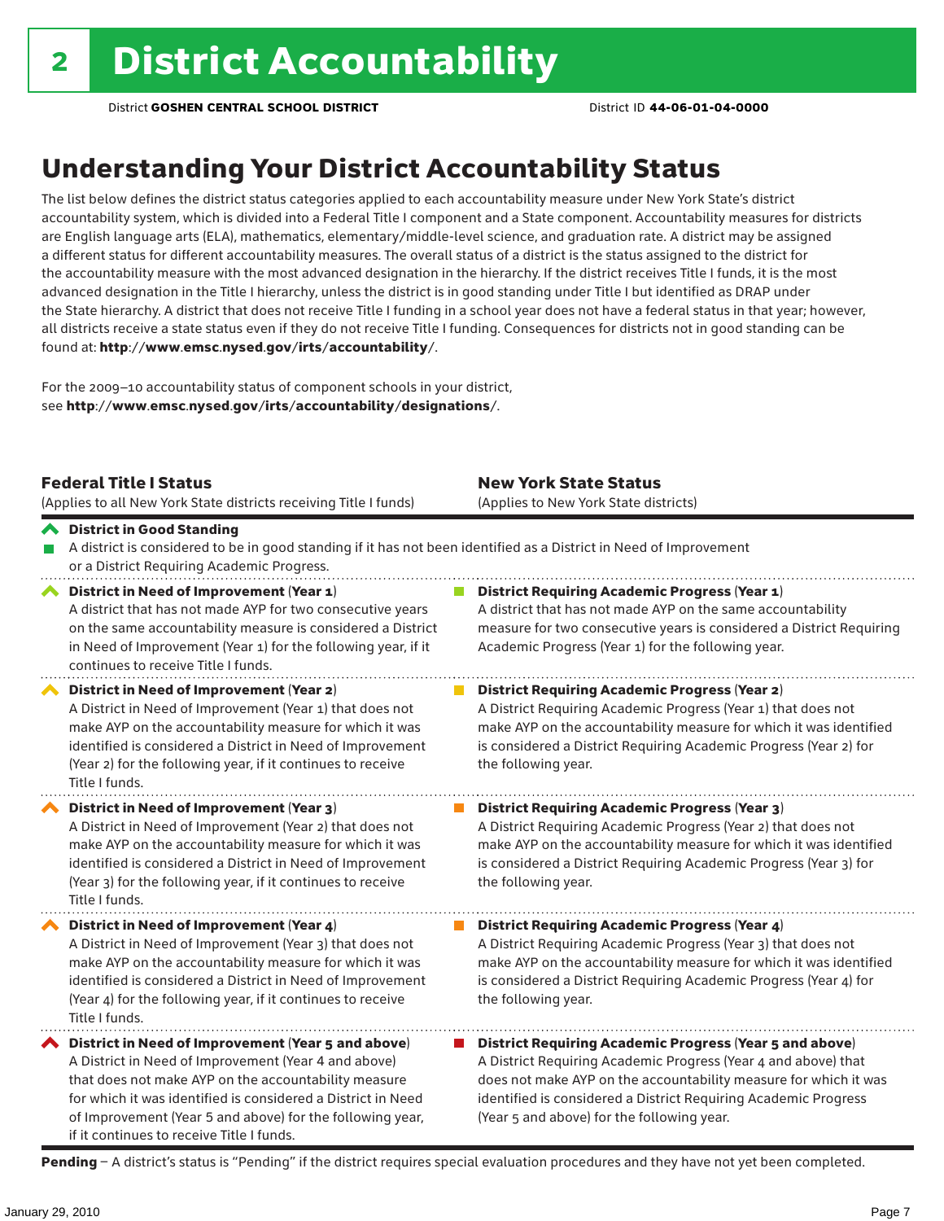# 2 District Accountability

District **GOSHEN CENTRAL SCHOOL DISTRICT** District ID **44-06-01-04-0000**

## Understanding Your District Accountability Status

The list below defines the district status categories applied to each accountability measure under New York State's district accountability system, which is divided into a Federal Title I component and a State component. Accountability measures for districts are English language arts (ELA), mathematics, elementary/middle-level science, and graduation rate. A district may be assigned a different status for different accountability measures. The overall status of a district is the status assigned to the district for the accountability measure with the most advanced designation in the hierarchy. If the district receives Title I funds, it is the most advanced designation in the Title I hierarchy, unless the district is in good standing under Title I but identified as DRAP under the State hierarchy. A district that does not receive Title I funding in a school year does not have a federal status in that year; however, all districts receive a state status even if they do not receive Title I funding. Consequences for districts not in good standing can be found at: **http://www.emsc.nysed.gov/irts/accountability/**.

For the 2009–10 accountability status of component schools in your district, see **http://www.emsc.nysed.gov/irts/accountability/designations/**.

| **Federal Title I Status** (Applies to all New York State districts receiving Title I funds) | **New York State Status** (Applies to New York State districts) |
|---|---|
| **District in Good Standing** A district is considered to be in good standing if it has not been identified as a District in Need of Improvement or a District Requiring Academic Progress. | |
| **District in Need of Improvement (Year 1)** A district that has not made AYP for two consecutive years on the same accountability measure is considered a District in Need of Improvement (Year 1) for the following year, if it continues to receive Title I funds. | **District Requiring Academic Progress (Year 1)** A district that has not made AYP on the same accountability measure for two consecutive years is considered a District Requiring Academic Progress (Year 1) for the following year. |
| **District in Need of Improvement (Year 2)** A District in Need of Improvement (Year 1) that does not make AYP on the accountability measure for which it was identified is considered a District in Need of Improvement (Year 2) for the following year, if it continues to receive Title I funds. | **District Requiring Academic Progress (Year 2)** A District Requiring Academic Progress (Year 1) that does not make AYP on the accountability measure for which it was identified is considered a District Requiring Academic Progress (Year 2) for the following year. |
| **District in Need of Improvement (Year 3)** A District in Need of Improvement (Year 2) that does not make AYP on the accountability measure for which it was identified is considered a District in Need of Improvement (Year 3) for the following year, if it continues to receive Title I funds. | **District Requiring Academic Progress (Year 3)** A District Requiring Academic Progress (Year 2) that does not make AYP on the accountability measure for which it was identified is considered a District Requiring Academic Progress (Year 3) for the following year. |
| **District in Need of Improvement (Year 4)** A District in Need of Improvement (Year 3) that does not make AYP on the accountability measure for which it was identified is considered a District in Need of Improvement (Year 4) for the following year, if it continues to receive Title I funds. | **District Requiring Academic Progress (Year 4)** A District Requiring Academic Progress (Year 3) that does not make AYP on the accountability measure for which it was identified is considered a District Requiring Academic Progress (Year 4) for the following year. |
| **District in Need of Improvement (Year 5 and above)** A District in Need of Improvement (Year 4 and above) that does not make AYP on the accountability measure for which it was identified is considered a District in Need of Improvement (Year 5 and above) for the following year, if it continues to receive Title I funds. | **District Requiring Academic Progress (Year 5 and above)** A District Requiring Academic Progress (Year 4 and above) that does not make AYP on the accountability measure for which it was identified is considered a District Requiring Academic Progress (Year 5 and above) for the following year. |

**Pending** – A district's status is "Pending" if the district requires special evaluation procedures and they have not yet been completed.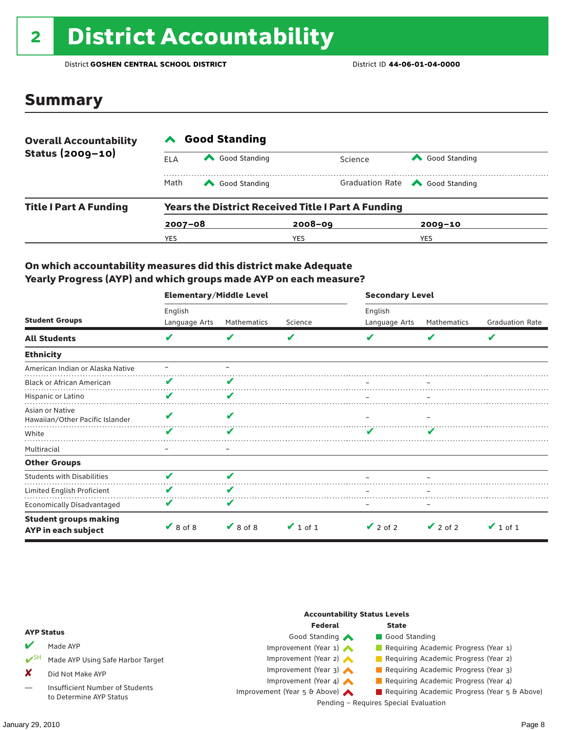# 2 District Accountability

District **GOSHEN CENTRAL SCHOOL DISTRICT** District ID **44-06-01-04-0000**

## Summary

**Overall Accountability Status (2009–10)**

**Good Standing**

| | | | |
|---|---|---|---|
| ELA | Good Standing | Science | Good Standing |
| Math | Good Standing | Graduation Rate | Good Standing |

**Title I Part A Funding**

**Years the District Received Title I Part A Funding**

| 2007–08 | 2008–09 | 2009–10 |
|---|---|---|
| YES | YES | YES |

### On which accountability measures did this district make Adequate Yearly Progress (AYP) and which groups made AYP on each measure?

| Student Groups | Elementary/Middle Level | | | Secondary Level | | |
|---|---|---|---|---|---|---|
| | English Language Arts | Mathematics | Science | English Language Arts | Mathematics | Graduation Rate |
| **All Students** | ✔ | ✔ | ✔ | ✔ | ✔ | ✔ |
| **Ethnicity** | | | | | | |
| American Indian or Alaska Native | – | – | | | | |
| Black or African American | ✔ | ✔ | | – | – | |
| Hispanic or Latino | ✔ | ✔ | | – | – | |
| Asian or Native Hawaiian/Other Pacific Islander | ✔ | ✔ | | – | – | |
| White | ✔ | ✔ | | ✔ | ✔ | |
| Multiracial | – | – | | | | |
| **Other Groups** | | | | | | |
| Students with Disabilities | ✔ | ✔ | | – | – | |
| Limited English Proficient | ✔ | ✔ | | – | – | |
| Economically Disadvantaged | ✔ | ✔ | | – | – | |
| **Student groups making AYP in each subject** | ✔ 8 of 8 | ✔ 8 of 8 | ✔ 1 of 1 | ✔ 2 of 2 | ✔ 2 of 2 | ✔ 1 of 1 |

**AYP Status**

- ✔ Made AYP
- ✔SH Made AYP Using Safe Harbor Target
- ✘ Did Not Make AYP
- — Insufficient Number of Students to Determine AYP Status

**Accountability Status Levels**

| Federal | State |
|---|---|
| Good Standing | Good Standing |
| Improvement (Year 1) | Requiring Academic Progress (Year 1) |
| Improvement (Year 2) | Requiring Academic Progress (Year 2) |
| Improvement (Year 3) | Requiring Academic Progress (Year 3) |
| Improvement (Year 4) | Requiring Academic Progress (Year 4) |
| Improvement (Year 5 & Above) | Requiring Academic Progress (Year 5 & Above) |

Pending – Requires Special Evaluation

January 29, 2010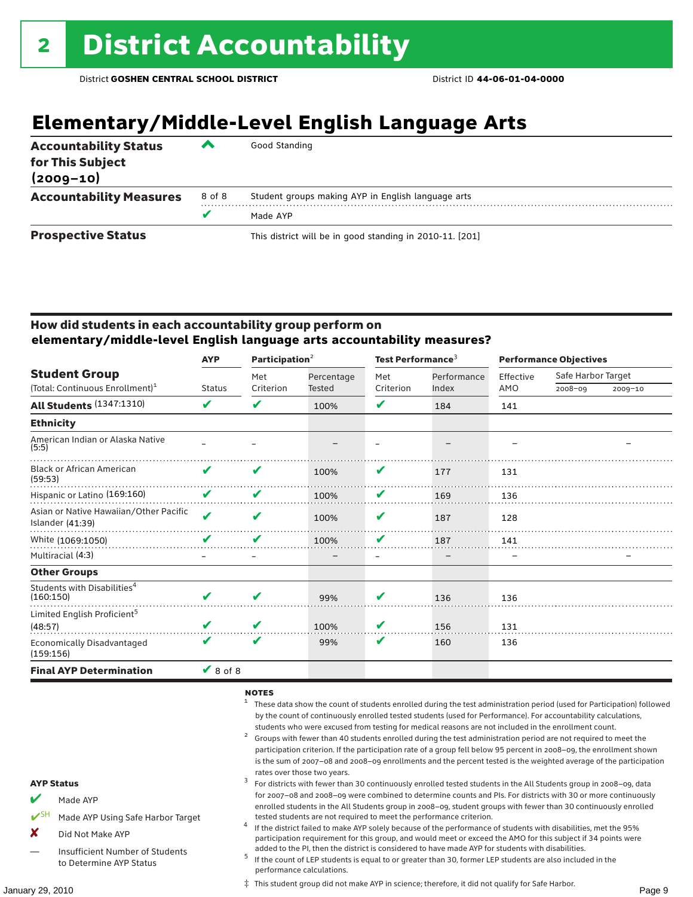# 2 District Accountability

District **GOSHEN CENTRAL SCHOOL DISTRICT** District ID **44-06-01-04-0000**

## Elementary/Middle-Level English Language Arts

| | | |
|---|---|---|
| **Accountability Status for This Subject (2009–10)** | ^ | Good Standing |
| **Accountability Measures** | 8 of 8 | Student groups making AYP in English language arts |
| | ✔ | Made AYP |
| **Prospective Status** | | This district will be in good standing in 2010-11. [201] |

### How did students in each accountability group perform on elementary/middle-level English language arts accountability measures?

| Student Group (Total: Continuous Enrollment)[1] | AYP | Participation[2] | | Test Performance[3] | | Performance Objectives | | |
|---|---|---|---|---|---|---|---|---|
| | Status | Met Criterion | Percentage Tested | Met Criterion | Performance Index | Effective AMO | Safe Harbor Target 2008–09 | Safe Harbor Target 2009–10 |
| **All Students** (1347:1310) | ✔ | ✔ | 100% | ✔ | 184 | 141 | | |
| **Ethnicity** | | | | | | | | |
| American Indian or Alaska Native (5:5) | – | – | – | – | – | – | | – |
| Black or African American (59:53) | ✔ | ✔ | 100% | ✔ | 177 | 131 | | |
| Hispanic or Latino (169:160) | ✔ | ✔ | 100% | ✔ | 169 | 136 | | |
| Asian or Native Hawaiian/Other Pacific Islander (41:39) | ✔ | ✔ | 100% | ✔ | 187 | 128 | | |
| White (1069:1050) | ✔ | ✔ | 100% | ✔ | 187 | 141 | | |
| Multiracial (4:3) | – | – | – | – | – | – | | – |
| **Other Groups** | | | | | | | | |
| Students with Disabilities[4] (160:150) | ✔ | ✔ | 99% | ✔ | 136 | 136 | | |
| Limited English Proficient[5] (48:57) | ✔ | ✔ | 100% | ✔ | 156 | 131 | | |
| Economically Disadvantaged (159:156) | ✔ | ✔ | 99% | ✔ | 160 | 136 | | |
| **Final AYP Determination** | ✔ 8 of 8 | | | | | | | |

**AYP Status**

- ✔ Made AYP
- ✔SH Made AYP Using Safe Harbor Target
- ✘ Did Not Make AYP
- — Insufficient Number of Students to Determine AYP Status

**NOTES**

1. These data show the count of students enrolled during the test administration period (used for Participation) followed by the count of continuously enrolled tested students (used for Performance). For accountability calculations, students who were excused from testing for medical reasons are not included in the enrollment count.
2. Groups with fewer than 40 students enrolled during the test administration period are not required to meet the participation criterion. If the participation rate of a group fell below 95 percent in 2008–09, the enrollment shown is the sum of 2007–08 and 2008–09 enrollments and the percent tested is the weighted average of the participation rates over those two years.
3. For districts with fewer than 30 continuously enrolled tested students in the All Students group in 2008–09, data for 2007–08 and 2008–09 were combined to determine counts and PIs. For districts with 30 or more continuously enrolled students in the All Students group in 2008–09, student groups with fewer than 30 continuously enrolled tested students are not required to meet the performance criterion.
4. If the district failed to make AYP solely because of the performance of students with disabilities, met the 95% participation requirement for this group, and would meet or exceed the AMO for this subject if 34 points were added to the PI, then the district is considered to have made AYP for students with disabilities.
5. If the count of LEP students is equal to or greater than 30, former LEP students are also included in the performance calculations.

‡ This student group did not make AYP in science; therefore, it did not qualify for Safe Harbor.

January 29, 2010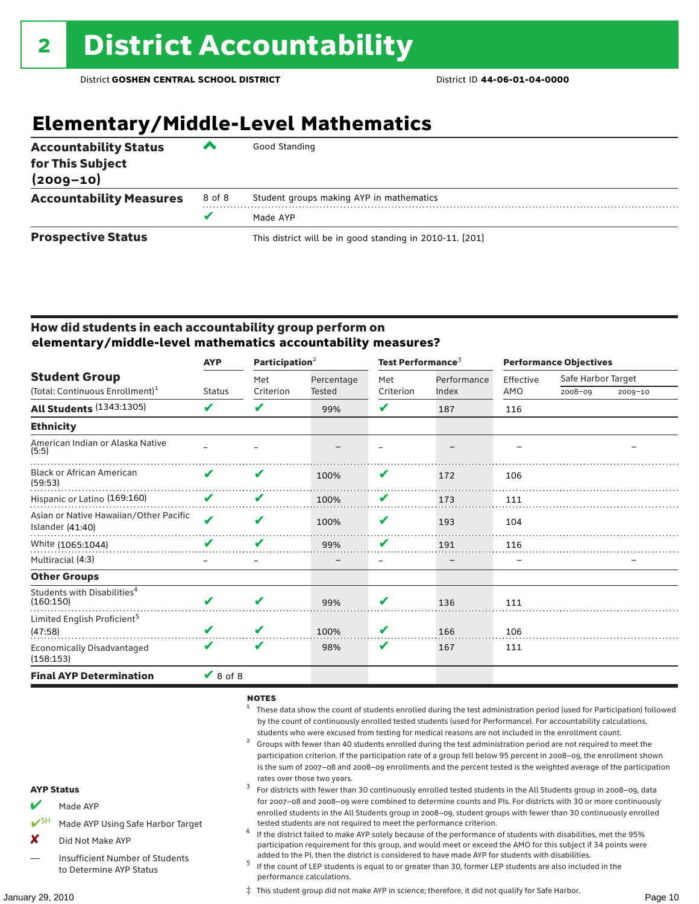# 2 District Accountability

District **GOSHEN CENTRAL SCHOOL DISTRICT** District ID **44-06-01-04-0000**

## Elementary/Middle-Level Mathematics

| | | |
|---|---|---|
| **Accountability Status for This Subject (2009–10)** | ^ | Good Standing |
| **Accountability Measures** | 8 of 8 | Student groups making AYP in mathematics |
| | ✔ | Made AYP |
| **Prospective Status** | | This district will be in good standing in 2010-11. [201] |

### How did students in each accountability group perform on elementary/middle-level mathematics accountability measures?

| Student Group (Total: Continuous Enrollment)[1] | AYP Status | Participation[2] Met Criterion | Participation[2] Percentage Tested | Test Performance[3] Met Criterion | Test Performance[3] Performance Index | Performance Objectives Effective AMO | Safe Harbor Target 2008–09 | Safe Harbor Target 2009–10 |
|---|---|---|---|---|---|---|---|---|
| **All Students** (1343:1305) | ✔ | ✔ | 99% | ✔ | 187 | 116 | | |
| **Ethnicity** | | | | | | | | |
| American Indian or Alaska Native (5:5) | – | – | – | – | – | – | | – |
| Black or African American (59:53) | ✔ | ✔ | 100% | ✔ | 172 | 106 | | |
| Hispanic or Latino (169:160) | ✔ | ✔ | 100% | ✔ | 173 | 111 | | |
| Asian or Native Hawaiian/Other Pacific Islander (41:40) | ✔ | ✔ | 100% | ✔ | 193 | 104 | | |
| White (1065:1044) | ✔ | ✔ | 99% | ✔ | 191 | 116 | | |
| Multiracial (4:3) | – | – | – | – | – | – | | – |
| **Other Groups** | | | | | | | | |
| Students with Disabilities[4] (160:150) | ✔ | ✔ | 99% | ✔ | 136 | 111 | | |
| Limited English Proficient[5] (47:58) | ✔ | ✔ | 100% | ✔ | 166 | 106 | | |
| Economically Disadvantaged (158:153) | ✔ | ✔ | 98% | ✔ | 167 | 111 | | |
| **Final AYP Determination** | ✔ 8 of 8 | | | | | | | |

**AYP Status**

- ✔ Made AYP
- ✔SH Made AYP Using Safe Harbor Target
- ✘ Did Not Make AYP
- — Insufficient Number of Students to Determine AYP Status

**NOTES**

1. These data show the count of students enrolled during the test administration period (used for Participation) followed by the count of continuously enrolled tested students (used for Performance). For accountability calculations, students who were excused from testing for medical reasons are not included in the enrollment count.
2. Groups with fewer than 40 students enrolled during the test administration period are not required to meet the participation criterion. If the participation rate of a group fell below 95 percent in 2008–09, the enrollment shown is the sum of 2007–08 and 2008–09 enrollments and the percent tested is the weighted average of the participation rates over those two years.
3. For districts with fewer than 30 continuously enrolled tested students in the All Students group in 2008–09, data for 2007–08 and 2008–09 were combined to determine counts and PIs. For districts with 30 or more continuously enrolled students in the All Students group in 2008–09, student groups with fewer than 30 continuously enrolled tested students are not required to meet the performance criterion.
4. If the district failed to make AYP solely because of the performance of students with disabilities, met the 95% participation requirement for this group, and would meet or exceed the AMO for this subject if 34 points were added to the PI, then the district is considered to have made AYP for students with disabilities.
5. If the count of LEP students is equal to or greater than 30, former LEP students are also included in the performance calculations.

‡ This student group did not make AYP in science; therefore, it did not qualify for Safe Harbor.

January 29, 2010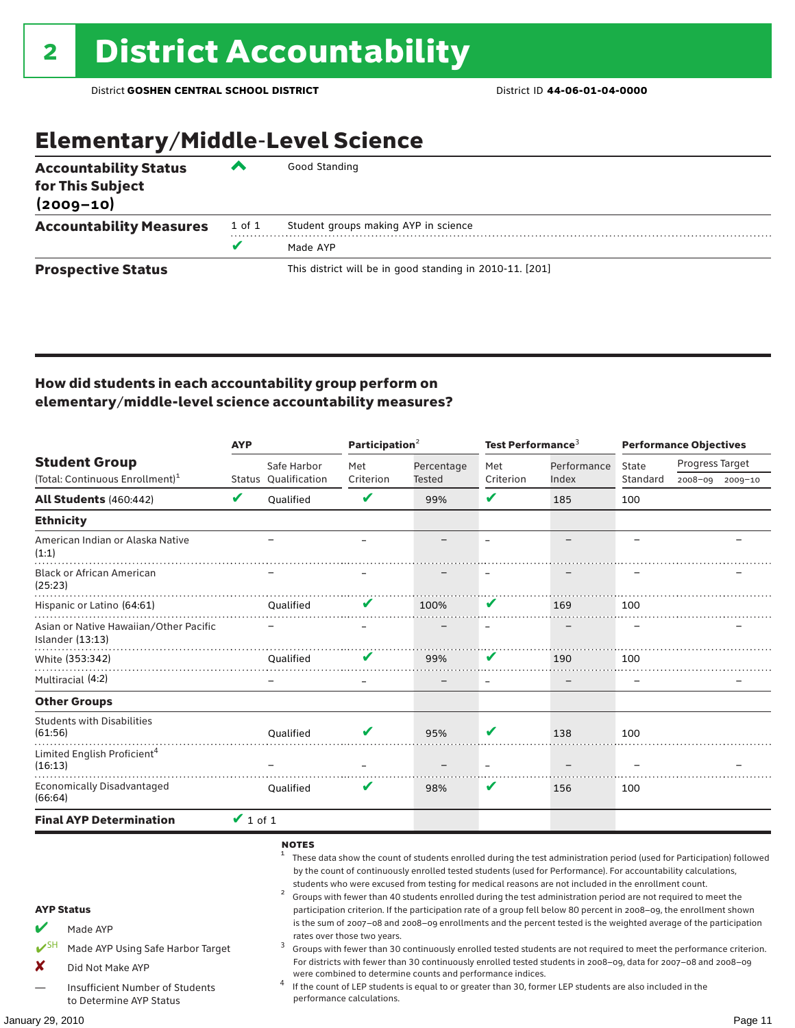# 2 District Accountability

District **GOSHEN CENTRAL SCHOOL DISTRICT** District ID **44-06-01-04-0000**

## Elementary/Middle-Level Science

| | | |
|---|---|---|
| **Accountability Status for This Subject (2009–10)** | ^ | Good Standing |
| **Accountability Measures** | 1 of 1 | Student groups making AYP in science |
| | ✔ | Made AYP |
| **Prospective Status** | | This district will be in good standing in 2010-11. [201] |

### How did students in each accountability group perform on elementary/middle-level science accountability measures?

| Student Group (Total: Continuous Enrollment)[1] | AYP | | Participation[2] | | Test Performance[3] | | Performance Objectives | | |
|---|---|---|---|---|---|---|---|---|---|
| | Status | Safe Harbor Qualification | Met Criterion | Percentage Tested | Met Criterion | Performance Index | State Standard | Progress Target 2008–09 | Progress Target 2009–10 |
| **All Students** (460:442) | ✔ | Qualified | ✔ | 99% | ✔ | 185 | 100 | | |
| **Ethnicity** | | | | | | | | | |
| American Indian or Alaska Native (1:1) | | – | – | – | – | – | – | | – |
| Black or African American (25:23) | | – | – | – | – | – | – | | – |
| Hispanic or Latino (64:61) | | Qualified | ✔ | 100% | ✔ | 169 | 100 | | |
| Asian or Native Hawaiian/Other Pacific Islander (13:13) | | – | – | – | – | – | – | | – |
| White (353:342) | | Qualified | ✔ | 99% | ✔ | 190 | 100 | | |
| Multiracial (4:2) | | – | – | – | – | – | – | | – |
| **Other Groups** | | | | | | | | | |
| Students with Disabilities (61:56) | | Qualified | ✔ | 95% | ✔ | 138 | 100 | | |
| Limited English Proficient[4] (16:13) | | – | – | – | – | – | – | | – |
| Economically Disadvantaged (66:64) | | Qualified | ✔ | 98% | ✔ | 156 | 100 | | |
| **Final AYP Determination** | ✔ 1 of 1 | | | | | | | | |

**AYP Status**

- ✔ Made AYP
- ✔SH Made AYP Using Safe Harbor Target
- ✘ Did Not Make AYP
- — Insufficient Number of Students to Determine AYP Status

**NOTES**

1. These data show the count of students enrolled during the test administration period (used for Participation) followed by the count of continuously enrolled tested students (used for Performance). For accountability calculations, students who were excused from testing for medical reasons are not included in the enrollment count.
2. Groups with fewer than 40 students enrolled during the test administration period are not required to meet the participation criterion. If the participation rate of a group fell below 80 percent in 2008–09, the enrollment shown is the sum of 2007–08 and 2008–09 enrollments and the percent tested is the weighted average of the participation rates over those two years.
3. Groups with fewer than 30 continuously enrolled tested students are not required to meet the performance criterion. For districts with fewer than 30 continuously enrolled tested students in 2008–09, data for 2007–08 and 2008–09 were combined to determine counts and performance indices.
4. If the count of LEP students is equal to or greater than 30, former LEP students are also included in the performance calculations.

January 29, 2010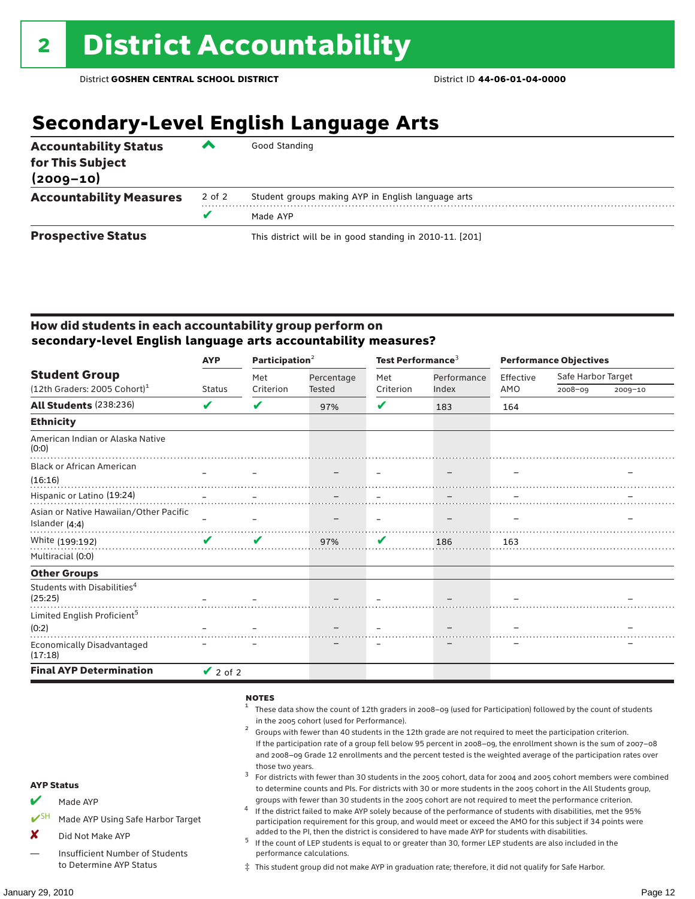# 2 District Accountability

District **GOSHEN CENTRAL SCHOOL DISTRICT** District ID **44-06-01-04-0000**

## Secondary-Level English Language Arts

| | | |
|---|---|---|
| **Accountability Status for This Subject (2009–10)** | ^ | Good Standing |
| **Accountability Measures** | 2 of 2 | Student groups making AYP in English language arts |
| | ✔ | Made AYP |
| **Prospective Status** | | This district will be in good standing in 2010-11. [201] |

### How did students in each accountability group perform on secondary-level English language arts accountability measures?

| Student Group (12th Graders: 2005 Cohort)[1] | AYP Status | Participation[2] Met Criterion | Participation[2] Percentage Tested | Test Performance[3] Met Criterion | Test Performance[3] Performance Index | Performance Objectives Effective AMO | Safe Harbor Target 2008–09 | Safe Harbor Target 2009–10 |
|---|---|---|---|---|---|---|---|---|
| **All Students** (238:236) | ✔ | ✔ | 97% | ✔ | 183 | 164 | | |
| **Ethnicity** | | | | | | | | |
| American Indian or Alaska Native (0:0) | | | | | | | | |
| Black or African American (16:16) | – | – | – | – | – | – | | – |
| Hispanic or Latino (19:24) | – | – | – | – | – | – | | – |
| Asian or Native Hawaiian/Other Pacific Islander (4:4) | – | – | – | – | – | – | | – |
| White (199:192) | ✔ | ✔ | 97% | ✔ | 186 | 163 | | |
| Multiracial (0:0) | | | | | | | | |
| **Other Groups** | | | | | | | | |
| Students with Disabilities[4] (25:25) | – | – | – | – | – | – | | – |
| Limited English Proficient[5] (0:2) | – | – | – | – | – | – | | – |
| Economically Disadvantaged (17:18) | – | – | – | – | – | – | | – |
| **Final AYP Determination** | ✔ 2 of 2 | | | | | | | |

**NOTES**

1. These data show the count of 12th graders in 2008–09 (used for Participation) followed by the count of students in the 2005 cohort (used for Performance).
2. Groups with fewer than 40 students in the 12th grade are not required to meet the participation criterion. If the participation rate of a group fell below 95 percent in 2008–09, the enrollment shown is the sum of 2007–08 and 2008–09 Grade 12 enrollments and the percent tested is the weighted average of the participation rates over those two years.
3. For districts with fewer than 30 students in the 2005 cohort, data for 2004 and 2005 cohort members were combined to determine counts and PIs. For districts with 30 or more students in the 2005 cohort in the All Students group, groups with fewer than 30 students in the 2005 cohort are not required to meet the performance criterion.
4. If the district failed to make AYP solely because of the performance of students with disabilities, met the 95% participation requirement for this group, and would meet or exceed the AMO for this subject if 34 points were added to the PI, then the district is considered to have made AYP for students with disabilities.
5. If the count of LEP students is equal to or greater than 30, former LEP students are also included in the performance calculations.

‡ This student group did not make AYP in graduation rate; therefore, it did not qualify for Safe Harbor.

**AYP Status**

- ✔ Made AYP
- ✔SH Made AYP Using Safe Harbor Target
- ✘ Did Not Make AYP
- — Insufficient Number of Students to Determine AYP Status

January 29, 2010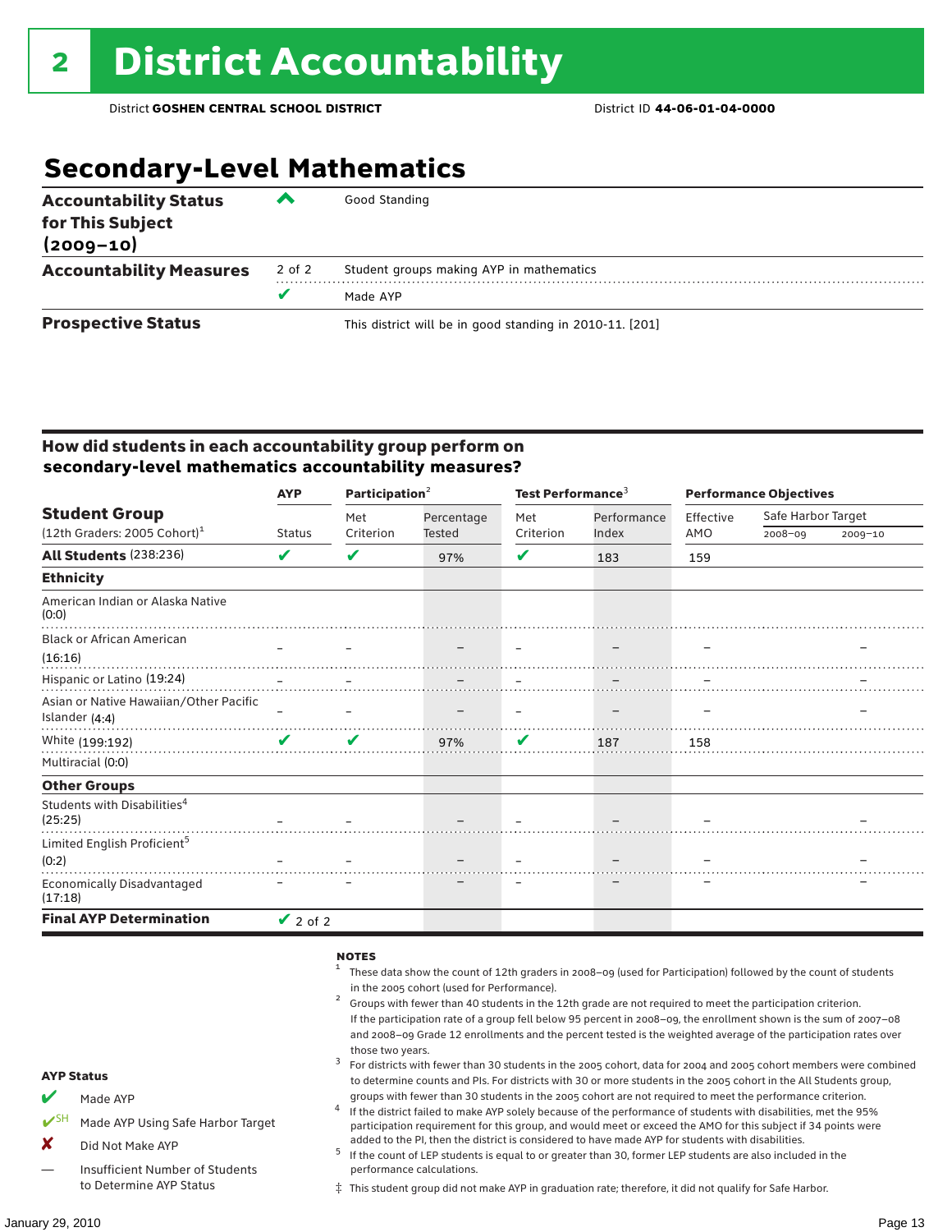# 2 District Accountability

District **GOSHEN CENTRAL SCHOOL DISTRICT** District ID **44-06-01-04-0000**

## Secondary-Level Mathematics

| | | |
|---|---|---|
| **Accountability Status for This Subject (2009–10)** | ^ | Good Standing |
| **Accountability Measures** | 2 of 2 | Student groups making AYP in mathematics |
| | ✔ | Made AYP |
| **Prospective Status** | | This district will be in good standing in 2010-11. [201] |

### How did students in each accountability group perform on secondary-level mathematics accountability measures?

| Student Group (12th Graders: 2005 Cohort)[1] | AYP Status | Participation[2] Met Criterion | Percentage Tested | Test Performance[3] Met Criterion | Performance Index | Performance Objectives Effective AMO | Safe Harbor Target 2008–09 | 2009–10 |
|---|---|---|---|---|---|---|---|---|
| **All Students** (238:236) | ✔ | ✔ | 97% | ✔ | 183 | 159 | | |
| **Ethnicity** | | | | | | | | |
| American Indian or Alaska Native (0:0) | | | | | | | | |
| Black or African American (16:16) | – | – | – | – | – | – | | – |
| Hispanic or Latino (19:24) | – | – | – | – | – | – | | – |
| Asian or Native Hawaiian/Other Pacific Islander (4:4) | – | – | – | – | – | – | | – |
| White (199:192) | ✔ | ✔ | 97% | ✔ | 187 | 158 | | |
| Multiracial (0:0) | | | | | | | | |
| **Other Groups** | | | | | | | | |
| Students with Disabilities[4] (25:25) | – | – | – | – | – | – | | – |
| Limited English Proficient[5] (0:2) | – | – | – | – | – | – | | – |
| Economically Disadvantaged (17:18) | – | – | – | – | – | – | | – |
| **Final AYP Determination** | ✔ 2 of 2 | | | | | | | |

**NOTES**

1. These data show the count of 12th graders in 2008–09 (used for Participation) followed by the count of students in the 2005 cohort (used for Performance).
2. Groups with fewer than 40 students in the 12th grade are not required to meet the participation criterion. If the participation rate of a group fell below 95 percent in 2008–09, the enrollment shown is the sum of 2007–08 and 2008–09 Grade 12 enrollments and the percent tested is the weighted average of the participation rates over those two years.
3. For districts with fewer than 30 students in the 2005 cohort, data for 2004 and 2005 cohort members were combined to determine counts and PIs. For districts with 30 or more students in the 2005 cohort in the All Students group, groups with fewer than 30 students in the 2005 cohort are not required to meet the performance criterion.
4. If the district failed to make AYP solely because of the performance of students with disabilities, met the 95% participation requirement for this group, and would meet or exceed the AMO for this subject if 34 points were added to the PI, then the district is considered to have made AYP for students with disabilities.
5. If the count of LEP students is equal to or greater than 30, former LEP students are also included in the performance calculations.

‡ This student group did not make AYP in graduation rate; therefore, it did not qualify for Safe Harbor.

**AYP Status**

- ✔ Made AYP
- ✔SH Made AYP Using Safe Harbor Target
- ✘ Did Not Make AYP
- — Insufficient Number of Students to Determine AYP Status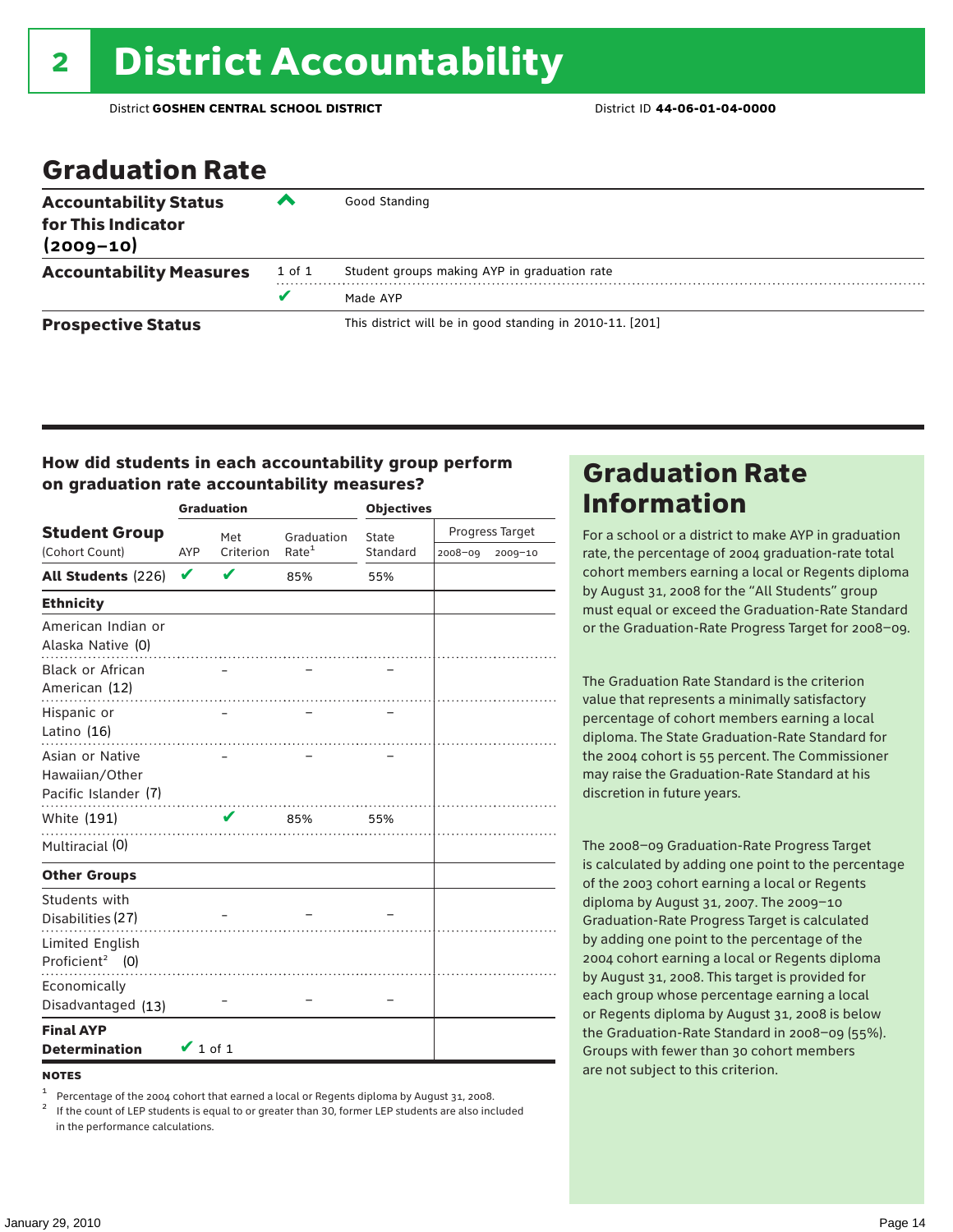# 2 District Accountability

District **GOSHEN CENTRAL SCHOOL DISTRICT** District ID **44-06-01-04-0000**

## Graduation Rate

| | | |
|---|---|---|
| **Accountability Status for This Indicator (2009–10)** | ^ | Good Standing |
| **Accountability Measures** | 1 of 1 | Student groups making AYP in graduation rate |
| | ✔ | Made AYP |
| **Prospective Status** | | This district will be in good standing in 2010-11. [201] |

### How did students in each accountability group perform on graduation rate accountability measures?

| Student Group (Cohort Count) | Graduation AYP | Met Criterion | Graduation Rate[1] | Objectives: State Standard | Progress Target 2008–09 | Progress Target 2009–10 |
|---|---|---|---|---|---|---|
| **All Students** (226) | ✔ | ✔ | 85% | 55% | | |
| **Ethnicity** | | | | | | |
| American Indian or Alaska Native (0) | | | | | | |
| Black or African American (12) | | – | – | – | | |
| Hispanic or Latino (16) | | – | – | – | | |
| Asian or Native Hawaiian/Other Pacific Islander (7) | | – | – | – | | |
| White (191) | | ✔ | 85% | 55% | | |
| Multiracial (0) | | | | | | |
| **Other Groups** | | | | | | |
| Students with Disabilities (27) | | – | – | – | | |
| Limited English Proficient[2] (0) | | | | | | |
| Economically Disadvantaged (13) | | – | – | – | | |
| **Final AYP Determination** | ✔ 1 of 1 | | | | | |

**NOTES**

[1] Percentage of the 2004 cohort that earned a local or Regents diploma by August 31, 2008.

[2] If the count of LEP students is equal to or greater than 30, former LEP students are also included in the performance calculations.

## Graduation Rate Information

For a school or a district to make AYP in graduation rate, the percentage of 2004 graduation-rate total cohort members earning a local or Regents diploma by August 31, 2008 for the "All Students" group must equal or exceed the Graduation-Rate Standard or the Graduation-Rate Progress Target for 2008–09.

The Graduation Rate Standard is the criterion value that represents a minimally satisfactory percentage of cohort members earning a local diploma. The State Graduation-Rate Standard for the 2004 cohort is 55 percent. The Commissioner may raise the Graduation-Rate Standard at his discretion in future years.

The 2008–09 Graduation-Rate Progress Target is calculated by adding one point to the percentage of the 2003 cohort earning a local or Regents diploma by August 31, 2007. The 2009–10 Graduation-Rate Progress Target is calculated by adding one point to the percentage of the 2004 cohort earning a local or Regents diploma by August 31, 2008. This target is provided for each group whose percentage earning a local or Regents diploma by August 31, 2008 is below the Graduation-Rate Standard in 2008–09 (55%). Groups with fewer than 30 cohort members are not subject to this criterion.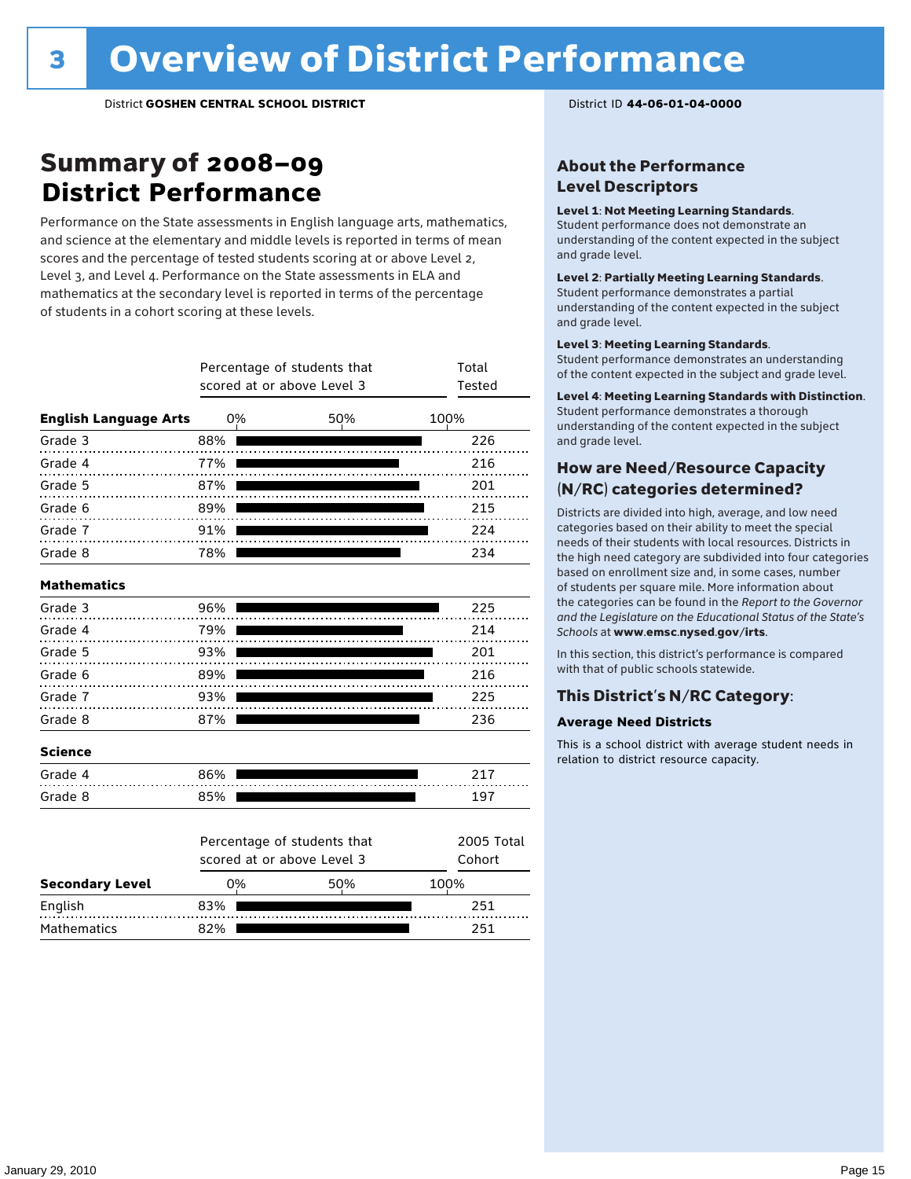# 3 Overview of District Performance

District **GOSHEN CENTRAL SCHOOL DISTRICT**

District ID **44-06-01-04-0000**

## Summary of 2008–09 District Performance

Performance on the State assessments in English language arts, mathematics, and science at the elementary and middle levels is reported in terms of mean scores and the percentage of tested students scoring at or above Level 2, Level 3, and Level 4. Performance on the State assessments in ELA and mathematics at the secondary level is reported in terms of the percentage of students in a cohort scoring at these levels.

| | Percentage of students that scored at or above Level 3 | Total Tested |
|---|---|---|
| **English Language Arts** | | |
| Grade 3 | 88% | 226 |
| Grade 4 | 77% | 216 |
| Grade 5 | 87% | 201 |
| Grade 6 | 89% | 215 |
| Grade 7 | 91% | 224 |
| Grade 8 | 78% | 234 |
| **Mathematics** | | |
| Grade 3 | 96% | 225 |
| Grade 4 | 79% | 214 |
| Grade 5 | 93% | 201 |
| Grade 6 | 89% | 216 |
| Grade 7 | 93% | 225 |
| Grade 8 | 87% | 236 |
| **Science** | | |
| Grade 4 | 86% | 217 |
| Grade 8 | 85% | 197 |

| **Secondary Level** | Percentage of students that scored at or above Level 3 | 2005 Total Cohort |
|---|---|---|
| English | 83% | 251 |
| Mathematics | 82% | 251 |

### About the Performance Level Descriptors

**Level 1**: **Not Meeting Learning Standards**. Student performance does not demonstrate an understanding of the content expected in the subject and grade level.

**Level 2**: **Partially Meeting Learning Standards**. Student performance demonstrates a partial understanding of the content expected in the subject and grade level.

**Level 3**: **Meeting Learning Standards**. Student performance demonstrates an understanding of the content expected in the subject and grade level.

**Level 4**: **Meeting Learning Standards with Distinction**. Student performance demonstrates a thorough understanding of the content expected in the subject and grade level.

### How are Need/Resource Capacity (N/RC) categories determined?

Districts are divided into high, average, and low need categories based on their ability to meet the special needs of their students with local resources. Districts in the high need category are subdivided into four categories based on enrollment size and, in some cases, number of students per square mile. More information about the categories can be found in the *Report to the Governor and the Legislature on the Educational Status of the State's Schools* at **www.emsc.nysed.gov/irts**.

In this section, this district's performance is compared with that of public schools statewide.

### This District's N/RC Category:

**Average Need Districts**

This is a school district with average student needs in relation to district resource capacity.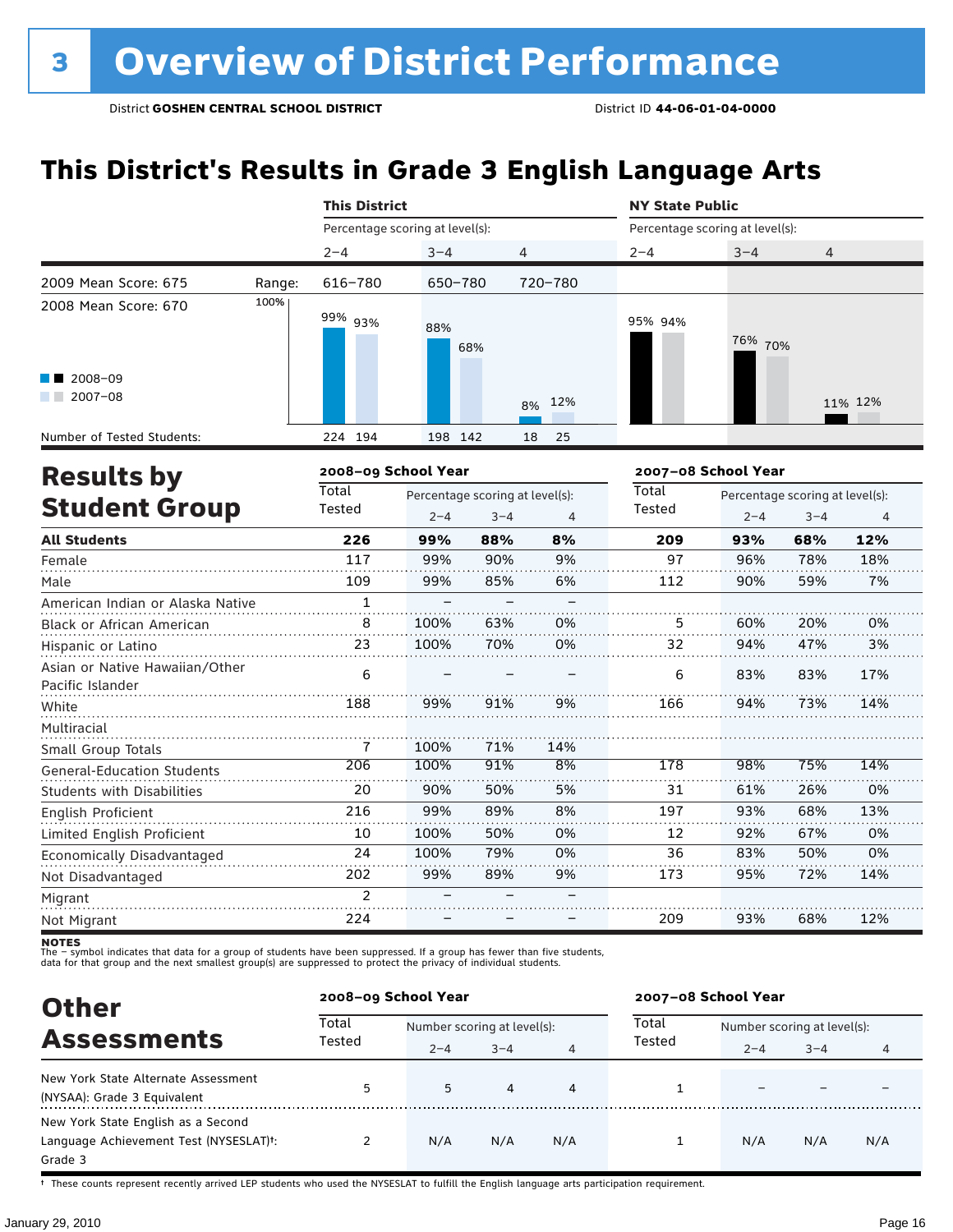# 3 Overview of District Performance

District **GOSHEN CENTRAL SCHOOL DISTRICT** District ID **44-06-01-04-0000**

## This District's Results in Grade 3 English Language Arts

| | | This District | | | NY State Public | | |
|---|---|---|---|---|---|---|---|
| | | Percentage scoring at level(s): | | | Percentage scoring at level(s): | | |
| | | 2–4 | 3–4 | 4 | 2–4 | 3–4 | 4 |
| 2009 Mean Score: 675 | Range: | 616–780 | 650–780 | 720–780 | | | |
| 2008 Mean Score: 670 | | | | | | | |
| 2008–09 | | 99% | 88% | 8% | 95% | 76% | 11% |
| 2007–08 | | 93% | 68% | 12% | 94% | 70% | 12% |
| Number of Tested Students: | | 224 194 | 198 142 | 18 25 | | | |

## Results by Student Group

| | 2008–09 School Year | | | | 2007–08 School Year | | | |
|---|---|---|---|---|---|---|---|---|
| | Total Tested | Percentage scoring at level(s): | | | Total Tested | Percentage scoring at level(s): | | |
| | | 2–4 | 3–4 | 4 | | 2–4 | 3–4 | 4 |
| **All Students** | **226** | **99%** | **88%** | **8%** | **209** | **93%** | **68%** | **12%** |
| Female | 117 | 99% | 90% | 9% | 97 | 96% | 78% | 18% |
| Male | 109 | 99% | 85% | 6% | 112 | 90% | 59% | 7% |
| American Indian or Alaska Native | 1 | – | – | – | | | | |
| Black or African American | 8 | 100% | 63% | 0% | 5 | 60% | 20% | 0% |
| Hispanic or Latino | 23 | 100% | 70% | 0% | 32 | 94% | 47% | 3% |
| Asian or Native Hawaiian/Other Pacific Islander | 6 | – | – | – | 6 | 83% | 83% | 17% |
| White | 188 | 99% | 91% | 9% | 166 | 94% | 73% | 14% |
| Multiracial | | | | | | | | |
| Small Group Totals | 7 | 100% | 71% | 14% | | | | |
| General-Education Students | 206 | 100% | 91% | 8% | 178 | 98% | 75% | 14% |
| Students with Disabilities | 20 | 90% | 50% | 5% | 31 | 61% | 26% | 0% |
| English Proficient | 216 | 99% | 89% | 8% | 197 | 93% | 68% | 13% |
| Limited English Proficient | 10 | 100% | 50% | 0% | 12 | 92% | 67% | 0% |
| Economically Disadvantaged | 24 | 100% | 79% | 0% | 36 | 83% | 50% | 0% |
| Not Disadvantaged | 202 | 99% | 89% | 9% | 173 | 95% | 72% | 14% |
| Migrant | 2 | – | – | – | | | | |
| Not Migrant | 224 | – | – | – | 209 | 93% | 68% | 12% |

**NOTES**
The – symbol indicates that data for a group of students have been suppressed. If a group has fewer than five students, data for that group and the next smallest group(s) are suppressed to protect the privacy of individual students.

## Other Assessments

| | 2008–09 School Year | | | | 2007–08 School Year | | | |
|---|---|---|---|---|---|---|---|---|
| | Total Tested | Number scoring at level(s): | | | Total Tested | Number scoring at level(s): | | |
| | | 2–4 | 3–4 | 4 | | 2–4 | 3–4 | 4 |
| New York State Alternate Assessment (NYSAA): Grade 3 Equivalent | 5 | 5 | 4 | 4 | 1 | – | – | – |
| New York State English as a Second Language Achievement Test (NYSESLAT)†: Grade 3 | 2 | N/A | N/A | N/A | 1 | N/A | N/A | N/A |

† These counts represent recently arrived LEP students who used the NYSESLAT to fulfill the English language arts participation requirement.

January 29, 2010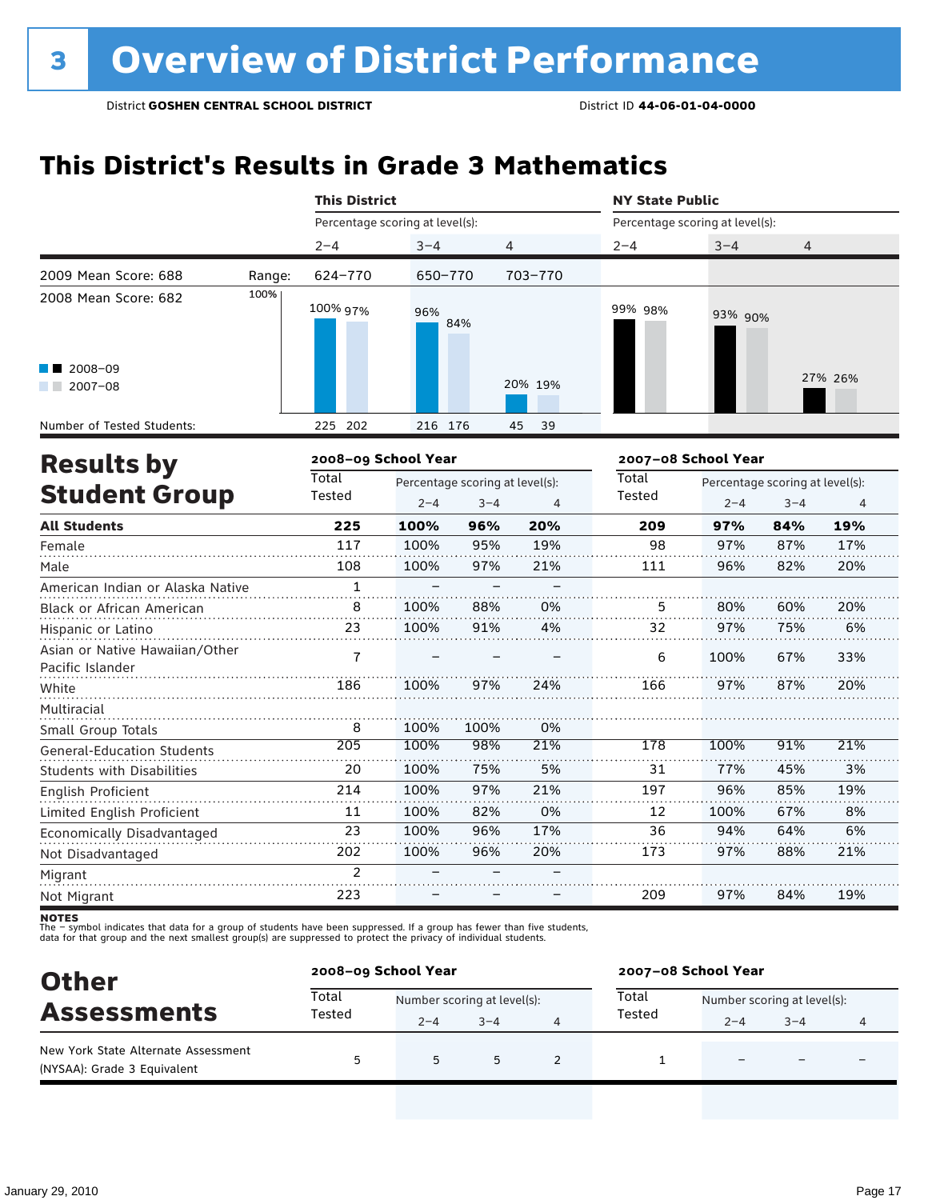# 3 Overview of District Performance

District **GOSHEN CENTRAL SCHOOL DISTRICT** District ID **44-06-01-04-0000**

## This District's Results in Grade 3 Mathematics

| | | This District | | | NY State Public | | |
|---|---|---|---|---|---|---|---|
| | | Percentage scoring at level(s): | | | Percentage scoring at level(s): | | |
| | | 2–4 | 3–4 | 4 | 2–4 | 3–4 | 4 |
| 2009 Mean Score: 688 | Range: | 624–770 | 650–770 | 703–770 | | | |
| 2008 Mean Score: 682 | | | | | | | |
| 2008–09 | | 100% | 96% | 20% | 99% | 93% | 27% |
| 2007–08 | | 97% | 84% | 19% | 98% | 90% | 26% |
| Number of Tested Students: | | 225 202 | 216 176 | 45 39 | | | |

## Results by Student Group

| | 2008–09 School Year | | | | 2007–08 School Year | | | |
|---|---|---|---|---|---|---|---|---|
| | Total Tested | Percentage scoring at level(s): | | | Total Tested | Percentage scoring at level(s): | | |
| | | 2–4 | 3–4 | 4 | | 2–4 | 3–4 | 4 |
| **All Students** | **225** | **100%** | **96%** | **20%** | **209** | **97%** | **84%** | **19%** |
| Female | 117 | 100% | 95% | 19% | 98 | 97% | 87% | 17% |
| Male | 108 | 100% | 97% | 21% | 111 | 96% | 82% | 20% |
| American Indian or Alaska Native | 1 | – | – | – | | | | |
| Black or African American | 8 | 100% | 88% | 0% | 5 | 80% | 60% | 20% |
| Hispanic or Latino | 23 | 100% | 91% | 4% | 32 | 97% | 75% | 6% |
| Asian or Native Hawaiian/Other Pacific Islander | 7 | – | – | – | 6 | 100% | 67% | 33% |
| White | 186 | 100% | 97% | 24% | 166 | 97% | 87% | 20% |
| Multiracial | | | | | | | | |
| Small Group Totals | 8 | 100% | 100% | 0% | | | | |
| General-Education Students | 205 | 100% | 98% | 21% | 178 | 100% | 91% | 21% |
| Students with Disabilities | 20 | 100% | 75% | 5% | 31 | 77% | 45% | 3% |
| English Proficient | 214 | 100% | 97% | 21% | 197 | 96% | 85% | 19% |
| Limited English Proficient | 11 | 100% | 82% | 0% | 12 | 100% | 67% | 8% |
| Economically Disadvantaged | 23 | 100% | 96% | 17% | 36 | 94% | 64% | 6% |
| Not Disadvantaged | 202 | 100% | 96% | 20% | 173 | 97% | 88% | 21% |
| Migrant | 2 | – | – | – | | | | |
| Not Migrant | 223 | – | – | – | 209 | 97% | 84% | 19% |

**NOTES**
The – symbol indicates that data for a group of students have been suppressed. If a group has fewer than five students, data for that group and the next smallest group(s) are suppressed to protect the privacy of individual students.

## Other Assessments

| | 2008–09 School Year | | | | 2007–08 School Year | | | |
|---|---|---|---|---|---|---|---|---|
| | Total Tested | Number scoring at level(s): | | | Total Tested | Number scoring at level(s): | | |
| | | 2–4 | 3–4 | 4 | | 2–4 | 3–4 | 4 |
| New York State Alternate Assessment (NYSAA): Grade 3 Equivalent | 5 | 5 | 5 | 2 | 1 | – | – | – |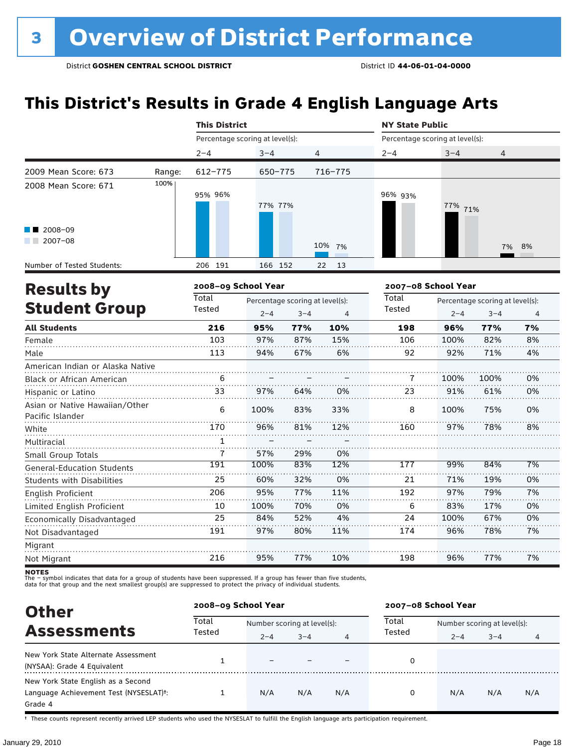# 3 Overview of District Performance

District **GOSHEN CENTRAL SCHOOL DISTRICT** District ID **44-06-01-04-0000**

## This District's Results in Grade 4 English Language Arts

| | | This District | | | NY State Public | | |
|---|---|---|---|---|---|---|---|
| | | Percentage scoring at level(s): | | | Percentage scoring at level(s): | | |
| | | 2–4 | 3–4 | 4 | 2–4 | 3–4 | 4 |
| 2009 Mean Score: 673 | Range: | 612–775 | 650–775 | 716–775 | | | |
| 2008 Mean Score: 671 | | | | | | | |
| 2008–09 | | 95% | 77% | 10% | 96% | 77% | 7% |
| 2007–08 | | 96% | 77% | 7% | 93% | 71% | 8% |
| Number of Tested Students: 2008–09 | | 206 | 166 | 22 | | | |
| Number of Tested Students: 2007–08 | | 191 | 152 | 13 | | | |

## Results by Student Group

| | 2008–09 School Year | | | | 2007–08 School Year | | | |
|---|---|---|---|---|---|---|---|---|
| | Total Tested | Percentage scoring at level(s): | | | Total Tested | Percentage scoring at level(s): | | |
| | | 2–4 | 3–4 | 4 | | 2–4 | 3–4 | 4 |
| **All Students** | **216** | **95%** | **77%** | **10%** | **198** | **96%** | **77%** | **7%** |
| Female | 103 | 97% | 87% | 15% | 106 | 100% | 82% | 8% |
| Male | 113 | 94% | 67% | 6% | 92 | 92% | 71% | 4% |
| American Indian or Alaska Native | | | | | | | | |
| Black or African American | 6 | – | – | – | 7 | 100% | 100% | 0% |
| Hispanic or Latino | 33 | 97% | 64% | 0% | 23 | 91% | 61% | 0% |
| Asian or Native Hawaiian/Other Pacific Islander | 6 | 100% | 83% | 33% | 8 | 100% | 75% | 0% |
| White | 170 | 96% | 81% | 12% | 160 | 97% | 78% | 8% |
| Multiracial | 1 | – | – | – | | | | |
| Small Group Totals | 7 | 57% | 29% | 0% | | | | |
| General-Education Students | 191 | 100% | 83% | 12% | 177 | 99% | 84% | 7% |
| Students with Disabilities | 25 | 60% | 32% | 0% | 21 | 71% | 19% | 0% |
| English Proficient | 206 | 95% | 77% | 11% | 192 | 97% | 79% | 7% |
| Limited English Proficient | 10 | 100% | 70% | 0% | 6 | 83% | 17% | 0% |
| Economically Disadvantaged | 25 | 84% | 52% | 4% | 24 | 100% | 67% | 0% |
| Not Disadvantaged | 191 | 97% | 80% | 11% | 174 | 96% | 78% | 7% |
| Migrant | | | | | | | | |
| Not Migrant | 216 | 95% | 77% | 10% | 198 | 96% | 77% | 7% |

**NOTES**
The – symbol indicates that data for a group of students have been suppressed. If a group has fewer than five students, data for that group and the next smallest group(s) are suppressed to protect the privacy of individual students.

## Other Assessments

| | 2008–09 School Year | | | | 2007–08 School Year | | | |
|---|---|---|---|---|---|---|---|---|
| | Total Tested | Number scoring at level(s): | | | Total Tested | Number scoring at level(s): | | |
| | | 2–4 | 3–4 | 4 | | 2–4 | 3–4 | 4 |
| New York State Alternate Assessment (NYSAA): Grade 4 Equivalent | 1 | – | – | – | 0 | | | |
| New York State English as a Second Language Achievement Test (NYSESLAT)†: Grade 4 | 1 | N/A | N/A | N/A | 0 | N/A | N/A | N/A |

† These counts represent recently arrived LEP students who used the NYSESLAT to fulfill the English language arts participation requirement.

January 29, 2010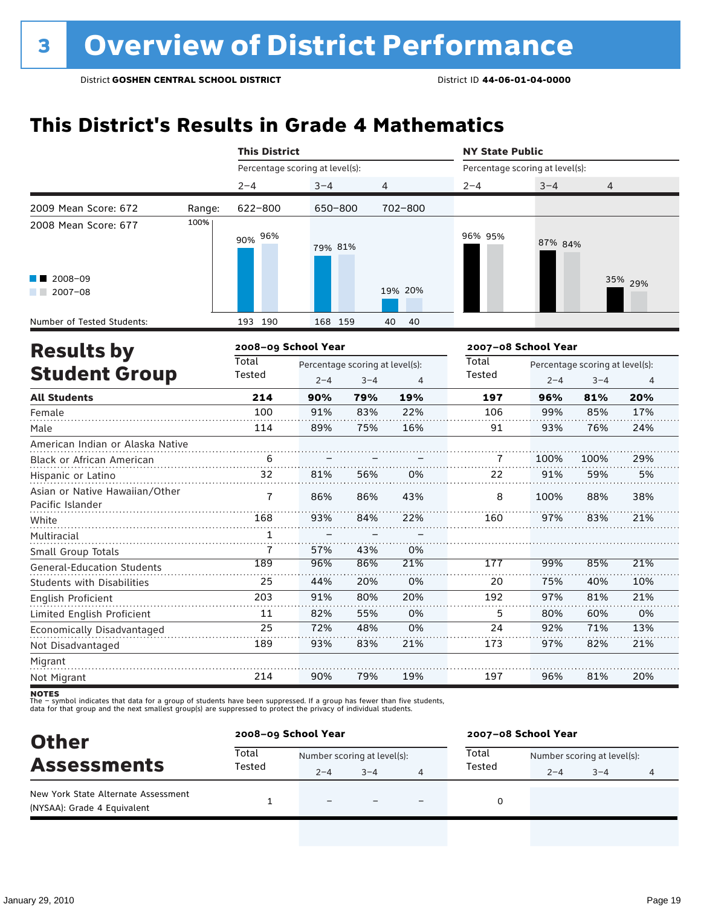# 3 Overview of District Performance

District **GOSHEN CENTRAL SCHOOL DISTRICT** District ID **44-06-01-04-0000**

## This District's Results in Grade 4 Mathematics

| | | This District | | | NY State Public | | |
|---|---|---|---|---|---|---|---|
| | | Percentage scoring at level(s): | | | Percentage scoring at level(s): | | |
| | | 2–4 | 3–4 | 4 | 2–4 | 3–4 | 4 |
| 2009 Mean Score: 672 | Range: | 622–800 | 650–800 | 702–800 | | | |
| 2008 Mean Score: 677 | | | | | | | |
| 2008–09 | | 90% | 79% | 19% | 96% | 87% | 35% |
| 2007–08 | | 96% | 81% | 20% | 95% | 84% | 29% |
| Number of Tested Students: 2008–09 | | 193 | 168 | 40 | | | |
| Number of Tested Students: 2007–08 | | 190 | 159 | 40 | | | |

## Results by Student Group

| | 2008–09 School Year | | | | 2007–08 School Year | | | |
|---|---|---|---|---|---|---|---|---|
| | Total Tested | Percentage scoring at level(s): 2–4 | 3–4 | 4 | Total Tested | Percentage scoring at level(s): 2–4 | 3–4 | 4 |
| **All Students** | **214** | **90%** | **79%** | **19%** | **197** | **96%** | **81%** | **20%** |
| Female | 100 | 91% | 83% | 22% | 106 | 99% | 85% | 17% |
| Male | 114 | 89% | 75% | 16% | 91 | 93% | 76% | 24% |
| American Indian or Alaska Native | | | | | | | | |
| Black or African American | 6 | – | – | – | 7 | 100% | 100% | 29% |
| Hispanic or Latino | 32 | 81% | 56% | 0% | 22 | 91% | 59% | 5% |
| Asian or Native Hawaiian/Other Pacific Islander | 7 | 86% | 86% | 43% | 8 | 100% | 88% | 38% |
| White | 168 | 93% | 84% | 22% | 160 | 97% | 83% | 21% |
| Multiracial | 1 | – | – | – | | | | |
| Small Group Totals | 7 | 57% | 43% | 0% | | | | |
| General-Education Students | 189 | 96% | 86% | 21% | 177 | 99% | 85% | 21% |
| Students with Disabilities | 25 | 44% | 20% | 0% | 20 | 75% | 40% | 10% |
| English Proficient | 203 | 91% | 80% | 20% | 192 | 97% | 81% | 21% |
| Limited English Proficient | 11 | 82% | 55% | 0% | 5 | 80% | 60% | 0% |
| Economically Disadvantaged | 25 | 72% | 48% | 0% | 24 | 92% | 71% | 13% |
| Not Disadvantaged | 189 | 93% | 83% | 21% | 173 | 97% | 82% | 21% |
| Migrant | | | | | | | | |
| Not Migrant | 214 | 90% | 79% | 19% | 197 | 96% | 81% | 20% |

**NOTES**
The – symbol indicates that data for a group of students have been suppressed. If a group has fewer than five students, data for that group and the next smallest group(s) are suppressed to protect the privacy of individual students.

## Other Assessments

| | 2008–09 School Year | | | | 2007–08 School Year | | | |
|---|---|---|---|---|---|---|---|---|
| | Total Tested | Number scoring at level(s): 2–4 | 3–4 | 4 | Total Tested | Number scoring at level(s): 2–4 | 3–4 | 4 |
| New York State Alternate Assessment (NYSAA): Grade 4 Equivalent | 1 | – | – | – | 0 | | | |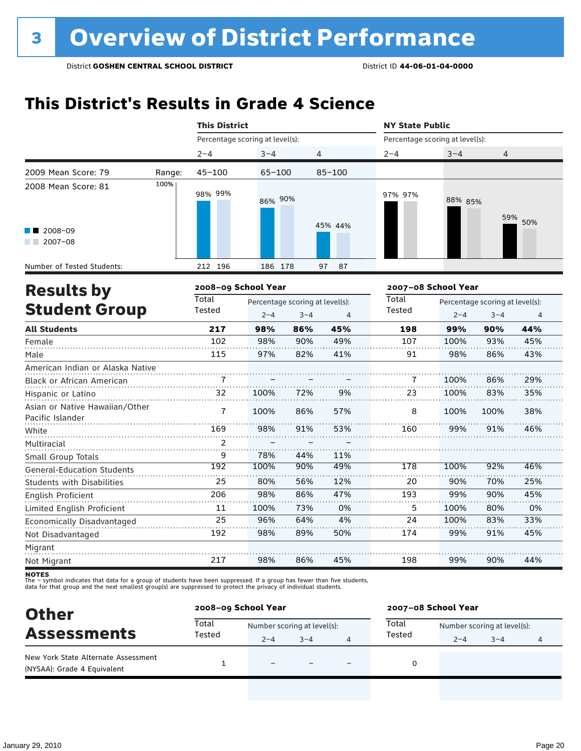# 3 Overview of District Performance

District **GOSHEN CENTRAL SCHOOL DISTRICT** District ID **44-06-01-04-0000**

## This District's Results in Grade 4 Science

| | | This District | | | NY State Public | | |
|---|---|---|---|---|---|---|---|
| | | Percentage scoring at level(s): | | | Percentage scoring at level(s): | | |
| | | 2–4 | 3–4 | 4 | 2–4 | 3–4 | 4 |
| 2009 Mean Score: 79 | Range: | 45–100 | 65–100 | 85–100 | | | |
| 2008 Mean Score: 81 | 2008–09 | 98% | 86% | 45% | 97% | 88% | 59% |
| | 2007–08 | 99% | 90% | 44% | 97% | 85% | 50% |
| Number of Tested Students: | 2008–09 | 212 | 186 | 97 | | | |
| | 2007–08 | 196 | 178 | 87 | | | |

## Results by Student Group

| | 2008–09 School Year | | | | 2007–08 School Year | | | |
|---|---|---|---|---|---|---|---|---|
| | Total Tested | Percentage scoring at level(s): 2–4 | 3–4 | 4 | Total Tested | Percentage scoring at level(s): 2–4 | 3–4 | 4 |
| **All Students** | **217** | **98%** | **86%** | **45%** | **198** | **99%** | **90%** | **44%** |
| Female | 102 | 98% | 90% | 49% | 107 | 100% | 93% | 45% |
| Male | 115 | 97% | 82% | 41% | 91 | 98% | 86% | 43% |
| American Indian or Alaska Native | | | | | | | | |
| Black or African American | 7 | – | – | – | 7 | 100% | 86% | 29% |
| Hispanic or Latino | 32 | 100% | 72% | 9% | 23 | 100% | 83% | 35% |
| Asian or Native Hawaiian/Other Pacific Islander | 7 | 100% | 86% | 57% | 8 | 100% | 100% | 38% |
| White | 169 | 98% | 91% | 53% | 160 | 99% | 91% | 46% |
| Multiracial | 2 | – | – | – | | | | |
| Small Group Totals | 9 | 78% | 44% | 11% | | | | |
| General-Education Students | 192 | 100% | 90% | 49% | 178 | 100% | 92% | 46% |
| Students with Disabilities | 25 | 80% | 56% | 12% | 20 | 90% | 70% | 25% |
| English Proficient | 206 | 98% | 86% | 47% | 193 | 99% | 90% | 45% |
| Limited English Proficient | 11 | 100% | 73% | 0% | 5 | 100% | 80% | 0% |
| Economically Disadvantaged | 25 | 96% | 64% | 4% | 24 | 100% | 83% | 33% |
| Not Disadvantaged | 192 | 98% | 89% | 50% | 174 | 99% | 91% | 45% |
| Migrant | | | | | | | | |
| Not Migrant | 217 | 98% | 86% | 45% | 198 | 99% | 90% | 44% |

**NOTES**
The – symbol indicates that data for a group of students have been suppressed. If a group has fewer than five students, data for that group and the next smallest group(s) are suppressed to protect the privacy of individual students.

## Other Assessments

| | 2008–09 School Year | | | | 2007–08 School Year | | | |
|---|---|---|---|---|---|---|---|---|
| | Total Tested | Number scoring at level(s): 2–4 | 3–4 | 4 | Total Tested | Number scoring at level(s): 2–4 | 3–4 | 4 |
| New York State Alternate Assessment (NYSAA): Grade 4 Equivalent | 1 | – | – | – | 0 | | | |

January 29, 2010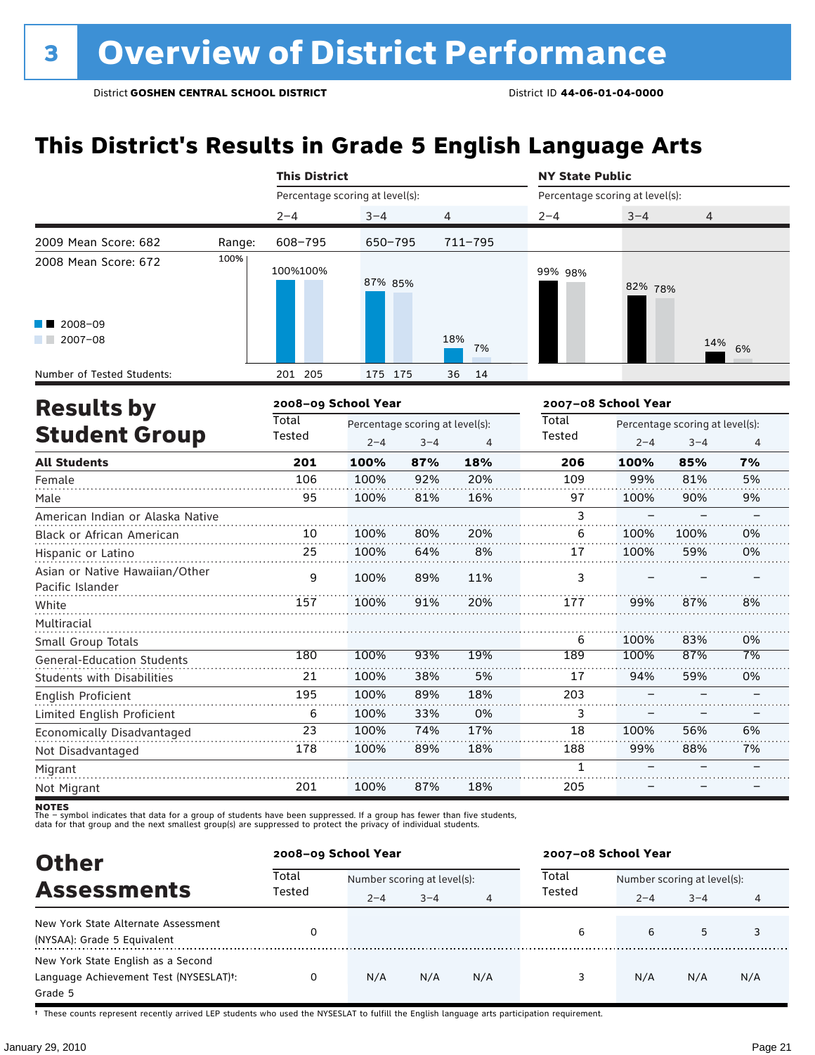# 3 Overview of District Performance

District **GOSHEN CENTRAL SCHOOL DISTRICT** District ID **44-06-01-04-0000**

## This District's Results in Grade 5 English Language Arts

| | | This District | | | NY State Public | | |
|---|---|---|---|---|---|---|---|
| | | Percentage scoring at level(s): | | | Percentage scoring at level(s): | | |
| | | 2–4 | 3–4 | 4 | 2–4 | 3–4 | 4 |
| 2009 Mean Score: 682 | Range: | 608–795 | 650–795 | 711–795 | | | |
| 2008 Mean Score: 672 | | | | | | | |
| 2008–09 | | 100% | 87% | 18% | 99% | 82% | 14% |
| 2007–08 | | 100% | 85% | 7% | 98% | 78% | 6% |
| Number of Tested Students: | | 201 205 | 175 175 | 36 14 | | | |

## Results by Student Group

| | 2008–09 School Year | | | | 2007–08 School Year | | | |
|---|---|---|---|---|---|---|---|---|
| | Total Tested | Percentage scoring at level(s): | | | Total Tested | Percentage scoring at level(s): | | |
| | | 2–4 | 3–4 | 4 | | 2–4 | 3–4 | 4 |
| **All Students** | **201** | **100%** | **87%** | **18%** | **206** | **100%** | **85%** | **7%** |
| Female | 106 | 100% | 92% | 20% | 109 | 99% | 81% | 5% |
| Male | 95 | 100% | 81% | 16% | 97 | 100% | 90% | 9% |
| American Indian or Alaska Native | | | | | 3 | – | – | – |
| Black or African American | 10 | 100% | 80% | 20% | 6 | 100% | 100% | 0% |
| Hispanic or Latino | 25 | 100% | 64% | 8% | 17 | 100% | 59% | 0% |
| Asian or Native Hawaiian/Other Pacific Islander | 9 | 100% | 89% | 11% | 3 | – | – | – |
| White | 157 | 100% | 91% | 20% | 177 | 99% | 87% | 8% |
| Multiracial | | | | | | | | |
| Small Group Totals | | | | | 6 | 100% | 83% | 0% |
| General-Education Students | 180 | 100% | 93% | 19% | 189 | 100% | 87% | 7% |
| Students with Disabilities | 21 | 100% | 38% | 5% | 17 | 94% | 59% | 0% |
| English Proficient | 195 | 100% | 89% | 18% | 203 | – | – | – |
| Limited English Proficient | 6 | 100% | 33% | 0% | 3 | – | – | – |
| Economically Disadvantaged | 23 | 100% | 74% | 17% | 18 | 100% | 56% | 6% |
| Not Disadvantaged | 178 | 100% | 89% | 18% | 188 | 99% | 88% | 7% |
| Migrant | | | | | 1 | – | – | – |
| Not Migrant | 201 | 100% | 87% | 18% | 205 | – | – | – |

**NOTES**
The – symbol indicates that data for a group of students have been suppressed. If a group has fewer than five students, data for that group and the next smallest group(s) are suppressed to protect the privacy of individual students.

## Other Assessments

| | 2008–09 School Year | | | | 2007–08 School Year | | | |
|---|---|---|---|---|---|---|---|---|
| | Total Tested | Number scoring at level(s): | | | Total Tested | Number scoring at level(s): | | |
| | | 2–4 | 3–4 | 4 | | 2–4 | 3–4 | 4 |
| New York State Alternate Assessment (NYSAA): Grade 5 Equivalent | 0 | | | | 6 | 6 | 5 | 3 |
| New York State English as a Second Language Achievement Test (NYSESLAT)†: Grade 5 | 0 | N/A | N/A | N/A | 3 | N/A | N/A | N/A |

† These counts represent recently arrived LEP students who used the NYSESLAT to fulfill the English language arts participation requirement.

January 29, 2010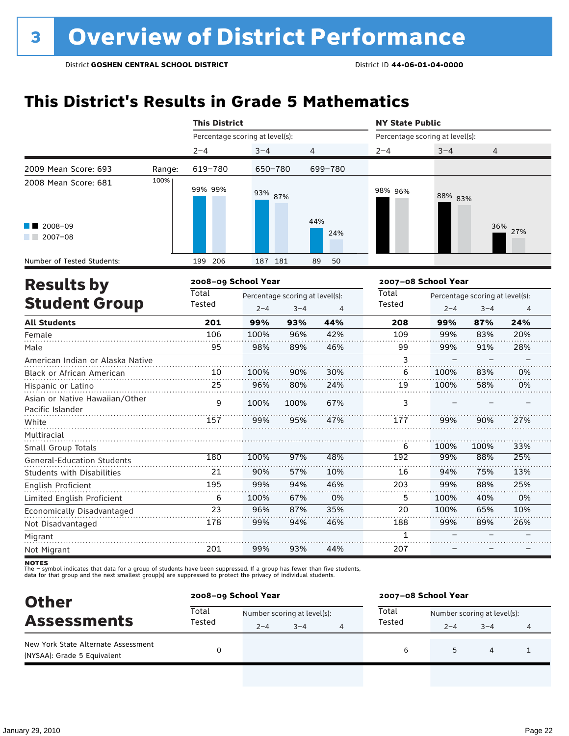# 3 Overview of District Performance

District **GOSHEN CENTRAL SCHOOL DISTRICT** District ID **44-06-01-04-0000**

## This District's Results in Grade 5 Mathematics

| | | This District | | | NY State Public | | |
|---|---|---|---|---|---|---|---|
| | | Percentage scoring at level(s): | | | Percentage scoring at level(s): | | |
| | | 2–4 | 3–4 | 4 | 2–4 | 3–4 | 4 |
| 2009 Mean Score: 693 | Range: | 619–780 | 650–780 | 699–780 | | | |
| 2008 Mean Score: 681 | | | | | | | |
| 2008–09 | | 99% | 93% | 44% | 98% | 88% | 36% |
| 2007–08 | | 99% | 87% | 24% | 96% | 83% | 27% |
| Number of Tested Students: 2008–09 | | 199 | 187 | 89 | | | |
| Number of Tested Students: 2007–08 | | 206 | 181 | 50 | | | |

## Results by Student Group

| | 2008–09 School Year | | | | 2007–08 School Year | | | |
|---|---|---|---|---|---|---|---|---|
| | Total Tested | Percentage scoring at level(s): | | | Total Tested | Percentage scoring at level(s): | | |
| | | 2–4 | 3–4 | 4 | | 2–4 | 3–4 | 4 |
| **All Students** | **201** | **99%** | **93%** | **44%** | **208** | **99%** | **87%** | **24%** |
| Female | 106 | 100% | 96% | 42% | 109 | 99% | 83% | 20% |
| Male | 95 | 98% | 89% | 46% | 99 | 99% | 91% | 28% |
| American Indian or Alaska Native | | | | | 3 | – | – | – |
| Black or African American | 10 | 100% | 90% | 30% | 6 | 100% | 83% | 0% |
| Hispanic or Latino | 25 | 96% | 80% | 24% | 19 | 100% | 58% | 0% |
| Asian or Native Hawaiian/Other Pacific Islander | 9 | 100% | 100% | 67% | 3 | – | – | – |
| White | 157 | 99% | 95% | 47% | 177 | 99% | 90% | 27% |
| Multiracial | | | | | | | | |
| Small Group Totals | | | | | 6 | 100% | 100% | 33% |
| General-Education Students | 180 | 100% | 97% | 48% | 192 | 99% | 88% | 25% |
| Students with Disabilities | 21 | 90% | 57% | 10% | 16 | 94% | 75% | 13% |
| English Proficient | 195 | 99% | 94% | 46% | 203 | 99% | 88% | 25% |
| Limited English Proficient | 6 | 100% | 67% | 0% | 5 | 100% | 40% | 0% |
| Economically Disadvantaged | 23 | 96% | 87% | 35% | 20 | 100% | 65% | 10% |
| Not Disadvantaged | 178 | 99% | 94% | 46% | 188 | 99% | 89% | 26% |
| Migrant | | | | | 1 | – | – | – |
| Not Migrant | 201 | 99% | 93% | 44% | 207 | – | – | – |

**NOTES**
The – symbol indicates that data for a group of students have been suppressed. If a group has fewer than five students, data for that group and the next smallest group(s) are suppressed to protect the privacy of individual students.

## Other Assessments

| | 2008–09 School Year | | | | 2007–08 School Year | | | |
|---|---|---|---|---|---|---|---|---|
| | Total Tested | Number scoring at level(s): | | | Total Tested | Number scoring at level(s): | | |
| | | 2–4 | 3–4 | 4 | | 2–4 | 3–4 | 4 |
| New York State Alternate Assessment (NYSAA): Grade 5 Equivalent | 0 | | | | 6 | 5 | 4 | 1 |

January 29, 2010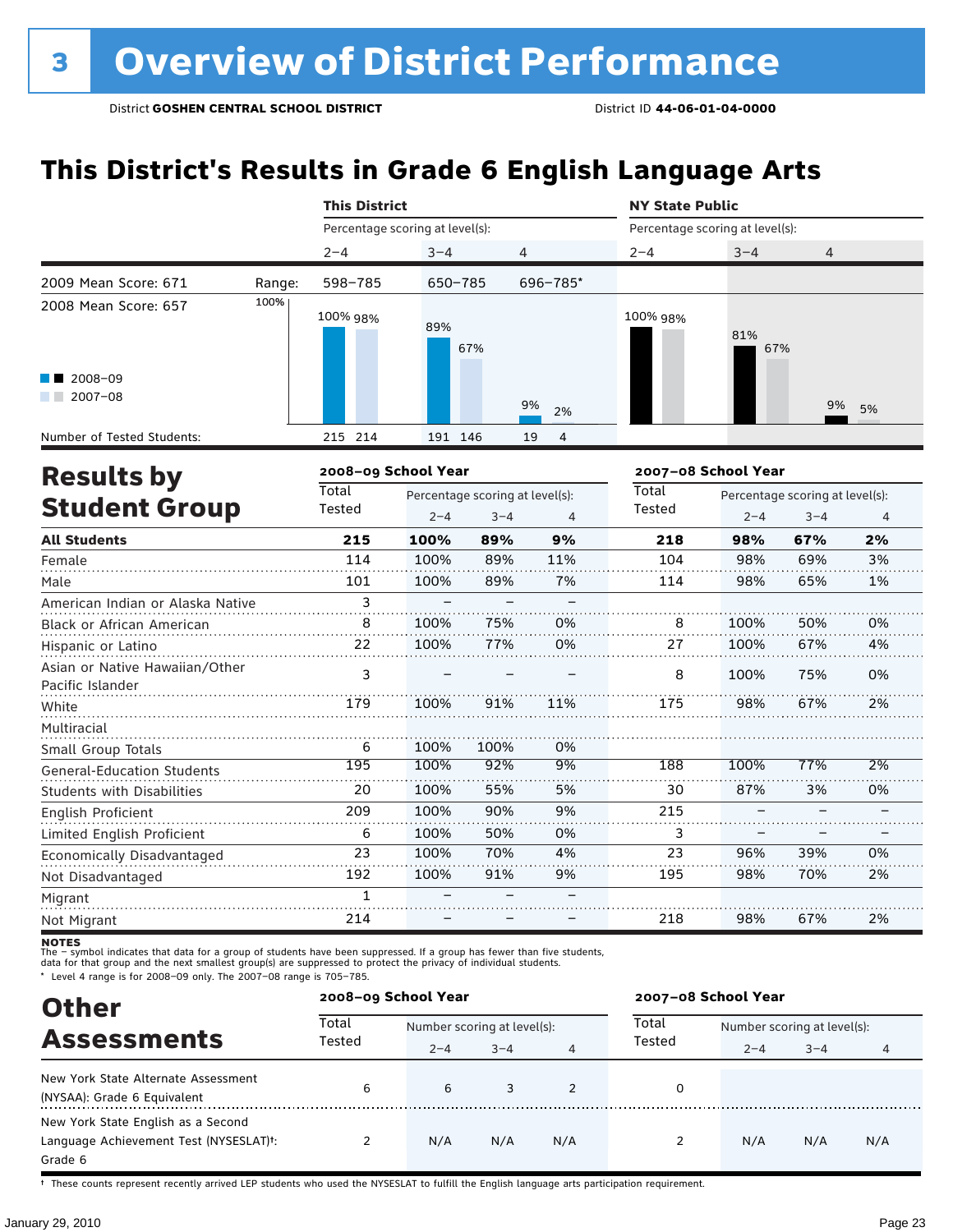# 3 Overview of District Performance

District **GOSHEN CENTRAL SCHOOL DISTRICT** District ID **44-06-01-04-0000**

## This District's Results in Grade 6 English Language Arts

| | | This District | | | NY State Public | | |
|---|---|---|---|---|---|---|---|
| | | Percentage scoring at level(s): | | | Percentage scoring at level(s): | | |
| | | 2–4 | 3–4 | 4 | 2–4 | 3–4 | 4 |
| 2009 Mean Score: 671 | Range: | 598–785 | 650–785 | 696–785* | | | |
| 2008 Mean Score: 657 | 2008–09 | 100% | 89% | 9% | 100% | 81% | 9% |
| | 2007–08 | 98% | 67% | 2% | 98% | 67% | 5% |
| Number of Tested Students: | 2008–09 | 215 | 191 | 19 | | | |
| | 2007–08 | 214 | 146 | 4 | | | |

## Results by Student Group

| | 2008–09 School Year | | | | 2007–08 School Year | | | |
|---|---|---|---|---|---|---|---|---|
| | Total Tested | Percentage scoring at level(s): | | | Total Tested | Percentage scoring at level(s): | | |
| | | 2–4 | 3–4 | 4 | | 2–4 | 3–4 | 4 |
| **All Students** | **215** | **100%** | **89%** | **9%** | **218** | **98%** | **67%** | **2%** |
| Female | 114 | 100% | 89% | 11% | 104 | 98% | 69% | 3% |
| Male | 101 | 100% | 89% | 7% | 114 | 98% | 65% | 1% |
| American Indian or Alaska Native | 3 | – | – | – | | | | |
| Black or African American | 8 | 100% | 75% | 0% | 8 | 100% | 50% | 0% |
| Hispanic or Latino | 22 | 100% | 77% | 0% | 27 | 100% | 67% | 4% |
| Asian or Native Hawaiian/Other Pacific Islander | 3 | – | – | – | 8 | 100% | 75% | 0% |
| White | 179 | 100% | 91% | 11% | 175 | 98% | 67% | 2% |
| Multiracial | | | | | | | | |
| Small Group Totals | 6 | 100% | 100% | 0% | | | | |
| General-Education Students | 195 | 100% | 92% | 9% | 188 | 100% | 77% | 2% |
| Students with Disabilities | 20 | 100% | 55% | 5% | 30 | 87% | 3% | 0% |
| English Proficient | 209 | 100% | 90% | 9% | 215 | – | – | – |
| Limited English Proficient | 6 | 100% | 50% | 0% | 3 | – | – | – |
| Economically Disadvantaged | 23 | 100% | 70% | 4% | 23 | 96% | 39% | 0% |
| Not Disadvantaged | 192 | 100% | 91% | 9% | 195 | 98% | 70% | 2% |
| Migrant | 1 | – | – | – | | | | |
| Not Migrant | 214 | – | – | – | 218 | 98% | 67% | 2% |

**NOTES**
The – symbol indicates that data for a group of students have been suppressed. If a group has fewer than five students, data for that group and the next smallest group(s) are suppressed to protect the privacy of individual students.
* Level 4 range is for 2008–09 only. The 2007–08 range is 705–785.

## Other Assessments

| | 2008–09 School Year | | | | 2007–08 School Year | | | |
|---|---|---|---|---|---|---|---|---|
| | Total Tested | Number scoring at level(s): | | | Total Tested | Number scoring at level(s): | | |
| | | 2–4 | 3–4 | 4 | | 2–4 | 3–4 | 4 |
| New York State Alternate Assessment (NYSAA): Grade 6 Equivalent | 6 | 6 | 3 | 2 | 0 | | | |
| New York State English as a Second Language Achievement Test (NYSESLAT)†: Grade 6 | 2 | N/A | N/A | N/A | 2 | N/A | N/A | N/A |

† These counts represent recently arrived LEP students who used the NYSESLAT to fulfill the English language arts participation requirement.

January 29, 2010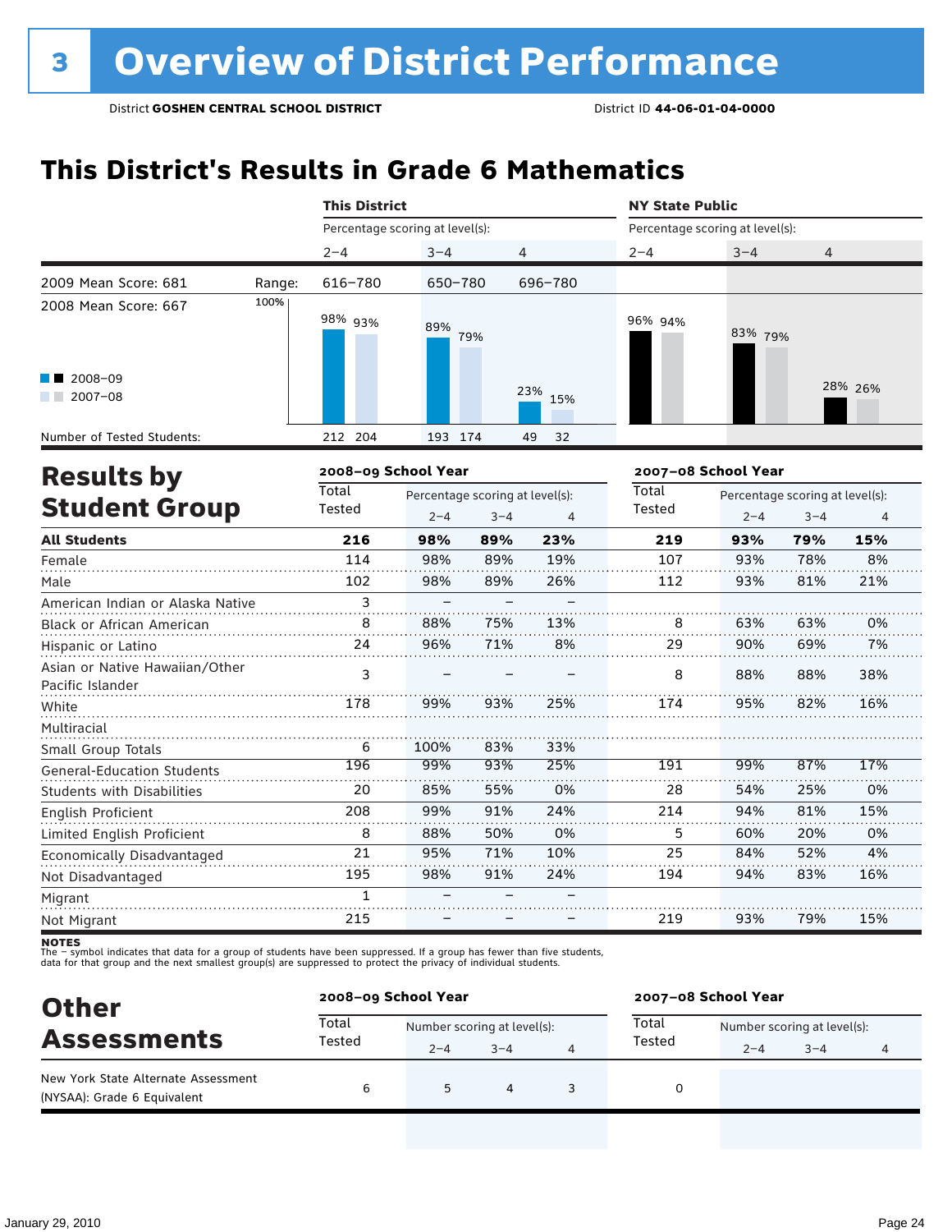# 3 Overview of District Performance

District **GOSHEN CENTRAL SCHOOL DISTRICT** District ID **44-06-01-04-0000**

## This District's Results in Grade 6 Mathematics

| | | This District | | | NY State Public | | |
|---|---|---|---|---|---|---|---|
| | | Percentage scoring at level(s): | | | Percentage scoring at level(s): | | |
| | | 2–4 | 3–4 | 4 | 2–4 | 3–4 | 4 |
| 2009 Mean Score: 681 | Range: | 616–780 | 650–780 | 696–780 | | | |
| 2008 Mean Score: 667 | | | | | | | |
| 2008–09 | | 98% | 89% | 23% | 96% | 83% | 28% |
| 2007–08 | | 93% | 79% | 15% | 94% | 79% | 26% |
| Number of Tested Students: 2008–09 | | 212 | 193 | 49 | | | |
| Number of Tested Students: 2007–08 | | 204 | 174 | 32 | | | |

## Results by Student Group

| | 2008–09 Total Tested | 2–4 | 3–4 | 4 | 2007–08 Total Tested | 2–4 | 3–4 | 4 |
|---|---|---|---|---|---|---|---|---|
| **All Students** | **216** | **98%** | **89%** | **23%** | **219** | **93%** | **79%** | **15%** |
| Female | 114 | 98% | 89% | 19% | 107 | 93% | 78% | 8% |
| Male | 102 | 98% | 89% | 26% | 112 | 93% | 81% | 21% |
| American Indian or Alaska Native | 3 | – | – | – | | | | |
| Black or African American | 8 | 88% | 75% | 13% | 8 | 63% | 63% | 0% |
| Hispanic or Latino | 24 | 96% | 71% | 8% | 29 | 90% | 69% | 7% |
| Asian or Native Hawaiian/Other Pacific Islander | 3 | – | – | – | 8 | 88% | 88% | 38% |
| White | 178 | 99% | 93% | 25% | 174 | 95% | 82% | 16% |
| Multiracial | | | | | | | | |
| Small Group Totals | 6 | 100% | 83% | 33% | | | | |
| General-Education Students | 196 | 99% | 93% | 25% | 191 | 99% | 87% | 17% |
| Students with Disabilities | 20 | 85% | 55% | 0% | 28 | 54% | 25% | 0% |
| English Proficient | 208 | 99% | 91% | 24% | 214 | 94% | 81% | 15% |
| Limited English Proficient | 8 | 88% | 50% | 0% | 5 | 60% | 20% | 0% |
| Economically Disadvantaged | 21 | 95% | 71% | 10% | 25 | 84% | 52% | 4% |
| Not Disadvantaged | 195 | 98% | 91% | 24% | 194 | 94% | 83% | 16% |
| Migrant | 1 | – | – | – | | | | |
| Not Migrant | 215 | – | – | – | 219 | 93% | 79% | 15% |

**NOTES**
The – symbol indicates that data for a group of students have been suppressed. If a group has fewer than five students, data for that group and the next smallest group(s) are suppressed to protect the privacy of individual students.

## Other Assessments

| | 2008–09 Total Tested | 2–4 | 3–4 | 4 | 2007–08 Total Tested | 2–4 | 3–4 | 4 |
|---|---|---|---|---|---|---|---|---|
| New York State Alternate Assessment (NYSAA): Grade 6 Equivalent | 6 | 5 | 4 | 3 | 0 | | | |

(Number scoring at level(s))

January 29, 2010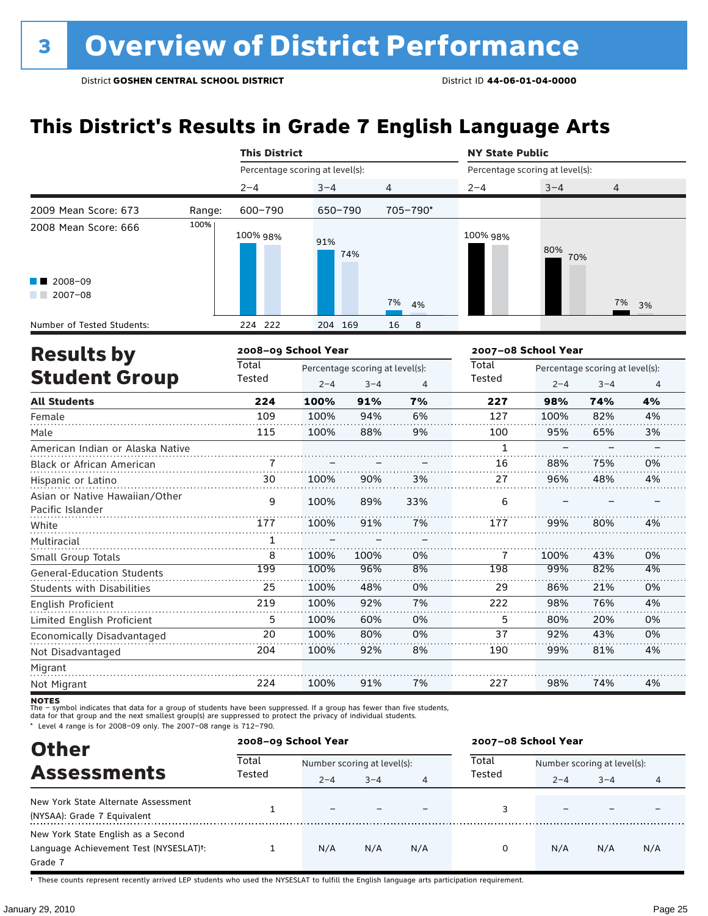# 3 Overview of District Performance

District **GOSHEN CENTRAL SCHOOL DISTRICT** District ID **44-06-01-04-0000**

## This District's Results in Grade 7 English Language Arts

| | | This District | | | NY State Public | | |
|---|---|---|---|---|---|---|---|
| | | Percentage scoring at level(s): | | | Percentage scoring at level(s): | | |
| | | 2–4 | 3–4 | 4 | 2–4 | 3–4 | 4 |
| 2009 Mean Score: 673 | Range: | 600–790 | 650–790 | 705–790* | | | |
| 2008 Mean Score: 666 | | | | | | | |
| 2008–09 | | 100% | 91% | 7% | 100% | 80% | 7% |
| 2007–08 | | 98% | 74% | 4% | 98% | 70% | 3% |
| Number of Tested Students: 2008–09 | | 224 | 204 | 16 | | | |
| Number of Tested Students: 2007–08 | | 222 | 169 | 8 | | | |

## Results by Student Group

| | 2008–09 School Year | | | | 2007–08 School Year | | | |
|---|---|---|---|---|---|---|---|---|
| | Total Tested | Percentage scoring at level(s): | | | Total Tested | Percentage scoring at level(s): | | |
| | | 2–4 | 3–4 | 4 | | 2–4 | 3–4 | 4 |
| **All Students** | **224** | **100%** | **91%** | **7%** | **227** | **98%** | **74%** | **4%** |
| Female | 109 | 100% | 94% | 6% | 127 | 100% | 82% | 4% |
| Male | 115 | 100% | 88% | 9% | 100 | 95% | 65% | 3% |
| American Indian or Alaska Native | | | | | 1 | – | – | – |
| Black or African American | 7 | – | – | – | 16 | 88% | 75% | 0% |
| Hispanic or Latino | 30 | 100% | 90% | 3% | 27 | 96% | 48% | 4% |
| Asian or Native Hawaiian/Other Pacific Islander | 9 | 100% | 89% | 33% | 6 | – | – | – |
| White | 177 | 100% | 91% | 7% | 177 | 99% | 80% | 4% |
| Multiracial | 1 | – | – | – | | | | |
| Small Group Totals | 8 | 100% | 100% | 0% | 7 | 100% | 43% | 0% |
| General-Education Students | 199 | 100% | 96% | 8% | 198 | 99% | 82% | 4% |
| Students with Disabilities | 25 | 100% | 48% | 0% | 29 | 86% | 21% | 0% |
| English Proficient | 219 | 100% | 92% | 7% | 222 | 98% | 76% | 4% |
| Limited English Proficient | 5 | 100% | 60% | 0% | 5 | 80% | 20% | 0% |
| Economically Disadvantaged | 20 | 100% | 80% | 0% | 37 | 92% | 43% | 0% |
| Not Disadvantaged | 204 | 100% | 92% | 8% | 190 | 99% | 81% | 4% |
| Migrant | | | | | | | | |
| Not Migrant | 224 | 100% | 91% | 7% | 227 | 98% | 74% | 4% |

**NOTES**
The – symbol indicates that data for a group of students have been suppressed. If a group has fewer than five students, data for that group and the next smallest group(s) are suppressed to protect the privacy of individual students.
* Level 4 range is for 2008–09 only. The 2007–08 range is 712–790.

## Other Assessments

| | 2008–09 School Year | | | | 2007–08 School Year | | | |
|---|---|---|---|---|---|---|---|---|
| | Total Tested | Number scoring at level(s): | | | Total Tested | Number scoring at level(s): | | |
| | | 2–4 | 3–4 | 4 | | 2–4 | 3–4 | 4 |
| New York State Alternate Assessment (NYSAA): Grade 7 Equivalent | 1 | – | – | – | 3 | – | – | – |
| New York State English as a Second Language Achievement Test (NYSESLAT)†: Grade 7 | 1 | N/A | N/A | N/A | 0 | N/A | N/A | N/A |

† These counts represent recently arrived LEP students who used the NYSESLAT to fulfill the English language arts participation requirement.

January 29, 2010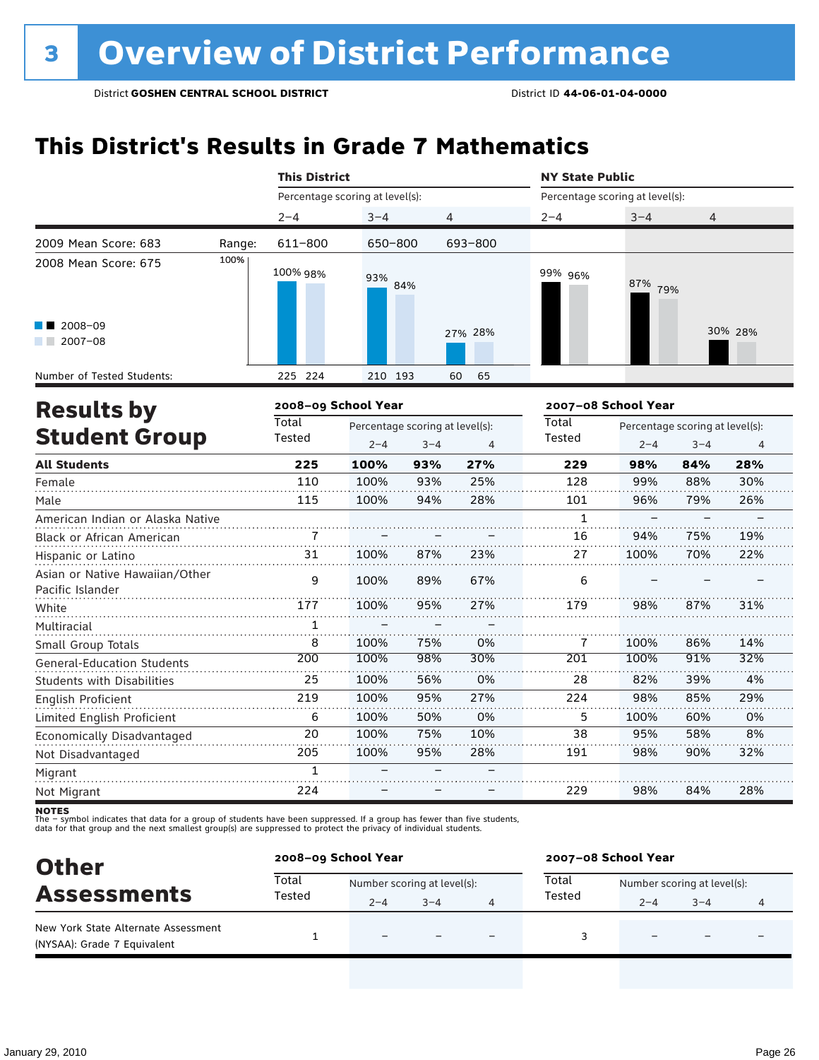# 3 Overview of District Performance

District **GOSHEN CENTRAL SCHOOL DISTRICT** District ID **44-06-01-04-0000**

## This District's Results in Grade 7 Mathematics

| | | This District | | | NY State Public | | |
|---|---|---|---|---|---|---|---|
| | | Percentage scoring at level(s): | | | Percentage scoring at level(s): | | |
| | | 2–4 | 3–4 | 4 | 2–4 | 3–4 | 4 |
| 2009 Mean Score: 683 | Range: | 611–800 | 650–800 | 693–800 | | | |
| 2008 Mean Score: 675 | | | | | | | |
| 2008–09 | | 100% | 93% | 27% | 99% | 87% | 30% |
| 2007–08 | | 98% | 84% | 28% | 96% | 79% | 28% |
| Number of Tested Students: | | 225 224 | 210 193 | 60 65 | | | |

## Results by Student Group

| | 2008–09 School Year | | | | 2007–08 School Year | | | |
|---|---|---|---|---|---|---|---|---|
| | Total Tested | Percentage scoring at level(s): | | | Total Tested | Percentage scoring at level(s): | | |
| | | 2–4 | 3–4 | 4 | | 2–4 | 3–4 | 4 |
| **All Students** | **225** | **100%** | **93%** | **27%** | **229** | **98%** | **84%** | **28%** |
| Female | 110 | 100% | 93% | 25% | 128 | 99% | 88% | 30% |
| Male | 115 | 100% | 94% | 28% | 101 | 96% | 79% | 26% |
| American Indian or Alaska Native | | | | | 1 | – | – | – |
| Black or African American | 7 | – | – | – | 16 | 94% | 75% | 19% |
| Hispanic or Latino | 31 | 100% | 87% | 23% | 27 | 100% | 70% | 22% |
| Asian or Native Hawaiian/Other Pacific Islander | 9 | 100% | 89% | 67% | 6 | – | – | – |
| White | 177 | 100% | 95% | 27% | 179 | 98% | 87% | 31% |
| Multiracial | 1 | – | – | – | | | | |
| Small Group Totals | 8 | 100% | 75% | 0% | 7 | 100% | 86% | 14% |
| General-Education Students | 200 | 100% | 98% | 30% | 201 | 100% | 91% | 32% |
| Students with Disabilities | 25 | 100% | 56% | 0% | 28 | 82% | 39% | 4% |
| English Proficient | 219 | 100% | 95% | 27% | 224 | 98% | 85% | 29% |
| Limited English Proficient | 6 | 100% | 50% | 0% | 5 | 100% | 60% | 0% |
| Economically Disadvantaged | 20 | 100% | 75% | 10% | 38 | 95% | 58% | 8% |
| Not Disadvantaged | 205 | 100% | 95% | 28% | 191 | 98% | 90% | 32% |
| Migrant | 1 | – | – | – | | | | |
| Not Migrant | 224 | – | – | – | 229 | 98% | 84% | 28% |

**NOTES**
The – symbol indicates that data for a group of students have been suppressed. If a group has fewer than five students, data for that group and the next smallest group(s) are suppressed to protect the privacy of individual students.

## Other Assessments

| | 2008–09 School Year | | | | 2007–08 School Year | | | |
|---|---|---|---|---|---|---|---|---|
| | Total Tested | Number scoring at level(s): | | | Total Tested | Number scoring at level(s): | | |
| | | 2–4 | 3–4 | 4 | | 2–4 | 3–4 | 4 |
| New York State Alternate Assessment (NYSAA): Grade 7 Equivalent | 1 | – | – | – | 3 | – | – | – |

January 29, 2010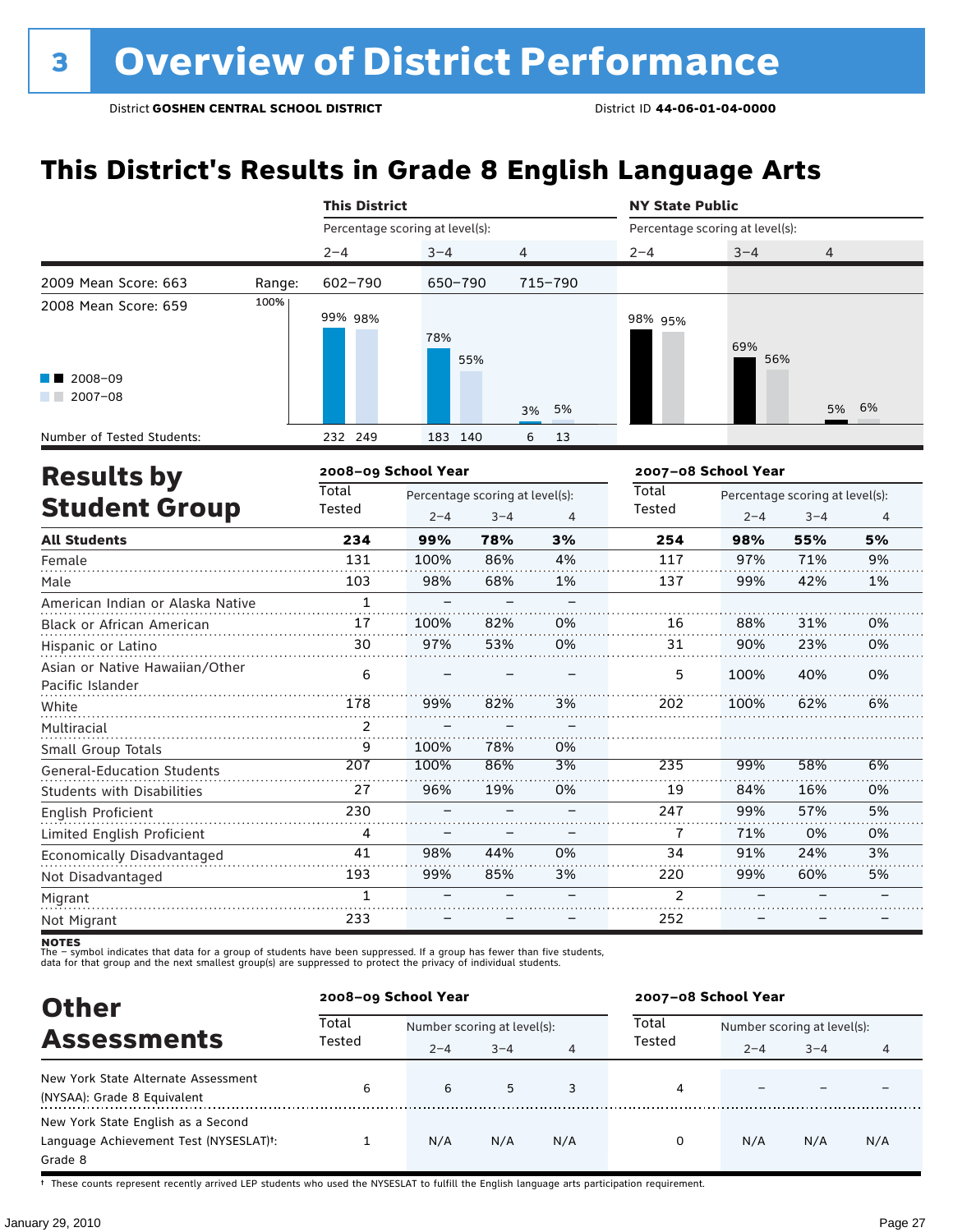# 3 Overview of District Performance

District **GOSHEN CENTRAL SCHOOL DISTRICT** District ID **44-06-01-04-0000**

## This District's Results in Grade 8 English Language Arts

| | | This District | | | NY State Public | | |
|---|---|---|---|---|---|---|---|
| | | Percentage scoring at level(s): | | | Percentage scoring at level(s): | | |
| | | 2–4 | 3–4 | 4 | 2–4 | 3–4 | 4 |
| 2009 Mean Score: 663 | Range: | 602–790 | 650–790 | 715–790 | | | |
| 2008 Mean Score: 659 | 2008–09 | 99% | 78% | 3% | 98% | 69% | 5% |
| | 2007–08 | 98% | 55% | 5% | 95% | 56% | 6% |
| Number of Tested Students: | 2008–09 | 232 | 183 | 6 | | | |
| | 2007–08 | 249 | 140 | 13 | | | |

## Results by Student Group

| | 2008–09 School Year | | | | 2007–08 School Year | | | |
|---|---|---|---|---|---|---|---|---|
| | Total Tested | Percentage scoring at level(s): | | | Total Tested | Percentage scoring at level(s): | | |
| | | 2–4 | 3–4 | 4 | | 2–4 | 3–4 | 4 |
| **All Students** | **234** | **99%** | **78%** | **3%** | **254** | **98%** | **55%** | **5%** |
| Female | 131 | 100% | 86% | 4% | 117 | 97% | 71% | 9% |
| Male | 103 | 98% | 68% | 1% | 137 | 99% | 42% | 1% |
| American Indian or Alaska Native | 1 | – | – | – | | | | |
| Black or African American | 17 | 100% | 82% | 0% | 16 | 88% | 31% | 0% |
| Hispanic or Latino | 30 | 97% | 53% | 0% | 31 | 90% | 23% | 0% |
| Asian or Native Hawaiian/Other Pacific Islander | 6 | – | – | – | 5 | 100% | 40% | 0% |
| White | 178 | 99% | 82% | 3% | 202 | 100% | 62% | 6% |
| Multiracial | 2 | – | – | – | | | | |
| Small Group Totals | 9 | 100% | 78% | 0% | | | | |
| General-Education Students | 207 | 100% | 86% | 3% | 235 | 99% | 58% | 6% |
| Students with Disabilities | 27 | 96% | 19% | 0% | 19 | 84% | 16% | 0% |
| English Proficient | 230 | – | – | – | 247 | 99% | 57% | 5% |
| Limited English Proficient | 4 | – | – | – | 7 | 71% | 0% | 0% |
| Economically Disadvantaged | 41 | 98% | 44% | 0% | 34 | 91% | 24% | 3% |
| Not Disadvantaged | 193 | 99% | 85% | 3% | 220 | 99% | 60% | 5% |
| Migrant | 1 | – | – | – | 2 | – | – | – |
| Not Migrant | 233 | – | – | – | 252 | – | – | – |

**NOTES**
The – symbol indicates that data for a group of students have been suppressed. If a group has fewer than five students, data for that group and the next smallest group(s) are suppressed to protect the privacy of individual students.

## Other Assessments

| | 2008–09 School Year | | | | 2007–08 School Year | | | |
|---|---|---|---|---|---|---|---|---|
| | Total Tested | Number scoring at level(s): | | | Total Tested | Number scoring at level(s): | | |
| | | 2–4 | 3–4 | 4 | | 2–4 | 3–4 | 4 |
| New York State Alternate Assessment (NYSAA): Grade 8 Equivalent | 6 | 6 | 5 | 3 | 4 | – | – | – |
| New York State English as a Second Language Achievement Test (NYSESLAT)†: Grade 8 | 1 | N/A | N/A | N/A | 0 | N/A | N/A | N/A |

† These counts represent recently arrived LEP students who used the NYSESLAT to fulfill the English language arts participation requirement.

January 29, 2010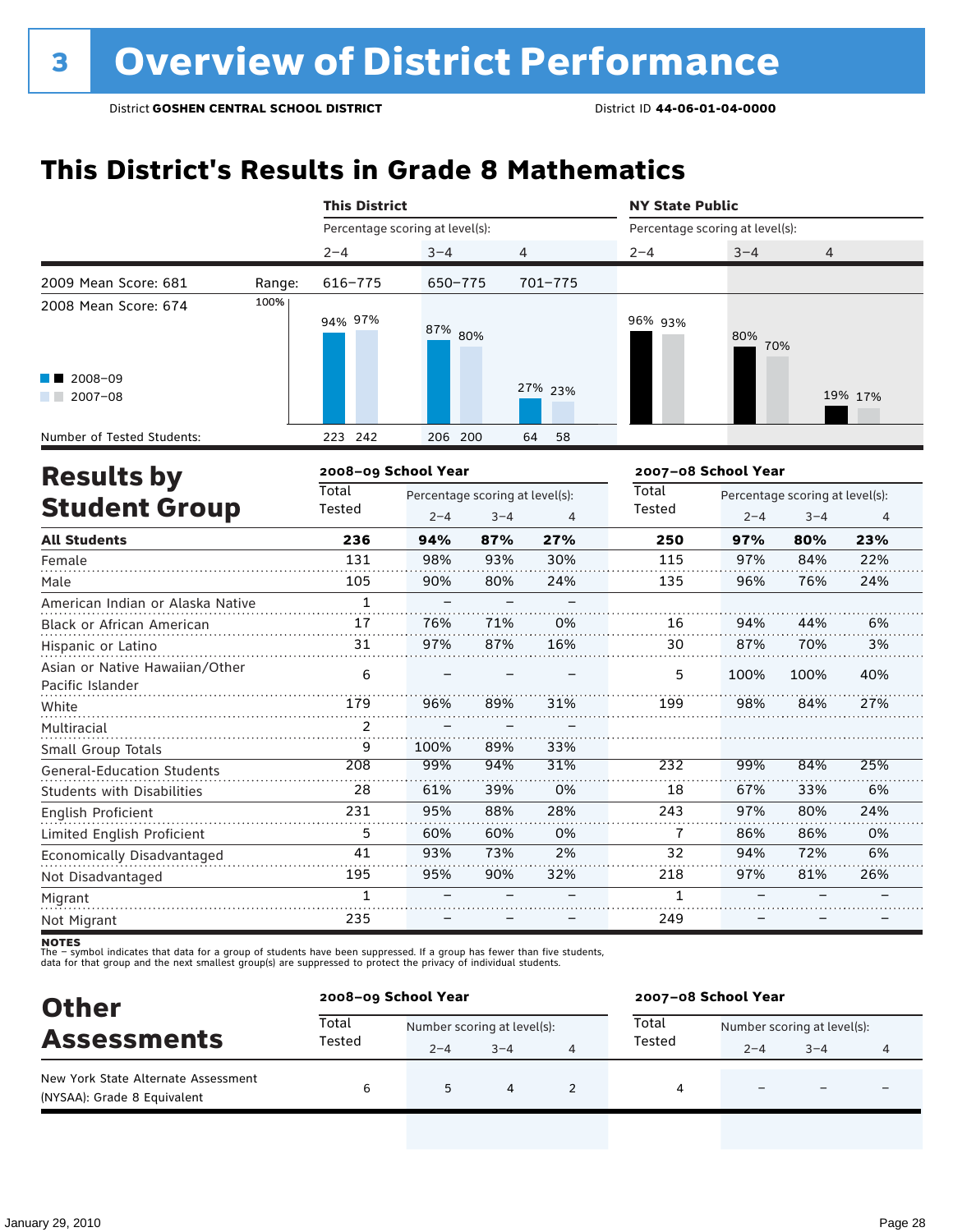# 3 Overview of District Performance

District **GOSHEN CENTRAL SCHOOL DISTRICT** District ID **44-06-01-04-0000**

## This District's Results in Grade 8 Mathematics

| | | This District | | | NY State Public | | |
|---|---|---|---|---|---|---|---|
| | | Percentage scoring at level(s): | | | Percentage scoring at level(s): | | |
| | | 2–4 | 3–4 | 4 | 2–4 | 3–4 | 4 |
| 2009 Mean Score: 681 | Range: | 616–775 | 650–775 | 701–775 | | | |
| 2008 Mean Score: 674 | | | | | | | |
| 2008–09 | | 94% | 87% | 27% | 96% | 80% | 19% |
| 2007–08 | | 97% | 80% | 23% | 93% | 70% | 17% |
| Number of Tested Students: 2008–09 | | 223 | 206 | 64 | | | |
| Number of Tested Students: 2007–08 | | 242 | 200 | 58 | | | |

## Results by Student Group

| | 2008–09 School Year | | | | 2007–08 School Year | | | |
|---|---|---|---|---|---|---|---|---|
| | Total Tested | Percentage scoring at level(s): 2–4 | 3–4 | 4 | Total Tested | Percentage scoring at level(s): 2–4 | 3–4 | 4 |
| **All Students** | **236** | **94%** | **87%** | **27%** | **250** | **97%** | **80%** | **23%** |
| Female | 131 | 98% | 93% | 30% | 115 | 97% | 84% | 22% |
| Male | 105 | 90% | 80% | 24% | 135 | 96% | 76% | 24% |
| American Indian or Alaska Native | 1 | – | – | – | | | | |
| Black or African American | 17 | 76% | 71% | 0% | 16 | 94% | 44% | 6% |
| Hispanic or Latino | 31 | 97% | 87% | 16% | 30 | 87% | 70% | 3% |
| Asian or Native Hawaiian/Other Pacific Islander | 6 | – | – | – | 5 | 100% | 100% | 40% |
| White | 179 | 96% | 89% | 31% | 199 | 98% | 84% | 27% |
| Multiracial | 2 | – | – | – | | | | |
| Small Group Totals | 9 | 100% | 89% | 33% | | | | |
| General-Education Students | 208 | 99% | 94% | 31% | 232 | 99% | 84% | 25% |
| Students with Disabilities | 28 | 61% | 39% | 0% | 18 | 67% | 33% | 6% |
| English Proficient | 231 | 95% | 88% | 28% | 243 | 97% | 80% | 24% |
| Limited English Proficient | 5 | 60% | 60% | 0% | 7 | 86% | 86% | 0% |
| Economically Disadvantaged | 41 | 93% | 73% | 2% | 32 | 94% | 72% | 6% |
| Not Disadvantaged | 195 | 95% | 90% | 32% | 218 | 97% | 81% | 26% |
| Migrant | 1 | – | – | – | 1 | – | – | – |
| Not Migrant | 235 | – | – | – | 249 | – | – | – |

**NOTES**
The – symbol indicates that data for a group of students have been suppressed. If a group has fewer than five students, data for that group and the next smallest group(s) are suppressed to protect the privacy of individual students.

## Other Assessments

| | 2008–09 School Year | | | | 2007–08 School Year | | | |
|---|---|---|---|---|---|---|---|---|
| | Total Tested | Number scoring at level(s): 2–4 | 3–4 | 4 | Total Tested | Number scoring at level(s): 2–4 | 3–4 | 4 |
| New York State Alternate Assessment (NYSAA): Grade 8 Equivalent | 6 | 5 | 4 | 2 | 4 | – | – | – |

January 29, 2010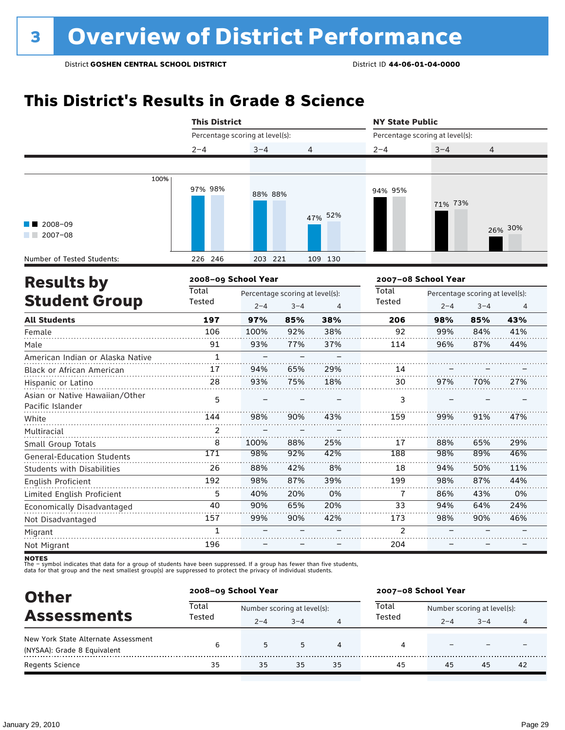# 3 Overview of District Performance

District **GOSHEN CENTRAL SCHOOL DISTRICT** District ID **44-06-01-04-0000**

## This District's Results in Grade 8 Science

| | This District | | | | | | NY State Public | | | | | |
|---|---|---|---|---|---|---|---|---|---|---|---|---|
| | Percentage scoring at level(s): | | | | | | Percentage scoring at level(s): | | | | | |
| | 2–4 | | 3–4 | | 4 | | 2–4 | | 3–4 | | 4 | |
| | 2008–09 | 2007–08 | 2008–09 | 2007–08 | 2008–09 | 2007–08 | 2008–09 | 2007–08 | 2008–09 | 2007–08 | 2008–09 | 2007–08 |
| Percentage | 97% | 98% | 88% | 88% | 47% | 52% | 94% | 95% | 71% | 73% | 26% | 30% |
| Number of Tested Students: | 226 | 246 | 203 | 221 | 109 | 130 | | | | | | |

## Results by Student Group

| | 2008–09 School Year | | | | 2007–08 School Year | | | |
|---|---|---|---|---|---|---|---|---|
| | Total Tested | Percentage scoring at level(s): | | | Total Tested | Percentage scoring at level(s): | | |
| | | 2–4 | 3–4 | 4 | | 2–4 | 3–4 | 4 |
| **All Students** | **197** | **97%** | **85%** | **38%** | **206** | **98%** | **85%** | **43%** |
| Female | 106 | 100% | 92% | 38% | 92 | 99% | 84% | 41% |
| Male | 91 | 93% | 77% | 37% | 114 | 96% | 87% | 44% |
| American Indian or Alaska Native | 1 | – | – | – | | | | |
| Black or African American | 17 | 94% | 65% | 29% | 14 | – | – | – |
| Hispanic or Latino | 28 | 93% | 75% | 18% | 30 | 97% | 70% | 27% |
| Asian or Native Hawaiian/Other Pacific Islander | 5 | – | – | – | 3 | – | – | – |
| White | 144 | 98% | 90% | 43% | 159 | 99% | 91% | 47% |
| Multiracial | 2 | – | – | – | | | | |
| Small Group Totals | 8 | 100% | 88% | 25% | 17 | 88% | 65% | 29% |
| General-Education Students | 171 | 98% | 92% | 42% | 188 | 98% | 89% | 46% |
| Students with Disabilities | 26 | 88% | 42% | 8% | 18 | 94% | 50% | 11% |
| English Proficient | 192 | 98% | 87% | 39% | 199 | 98% | 87% | 44% |
| Limited English Proficient | 5 | 40% | 20% | 0% | 7 | 86% | 43% | 0% |
| Economically Disadvantaged | 40 | 90% | 65% | 20% | 33 | 94% | 64% | 24% |
| Not Disadvantaged | 157 | 99% | 90% | 42% | 173 | 98% | 90% | 46% |
| Migrant | 1 | – | – | – | 2 | – | – | – |
| Not Migrant | 196 | – | – | – | 204 | – | – | – |

**NOTES**
The – symbol indicates that data for a group of students have been suppressed. If a group has fewer than five students, data for that group and the next smallest group(s) are suppressed to protect the privacy of individual students.

## Other Assessments

| | 2008–09 School Year | | | | 2007–08 School Year | | | |
|---|---|---|---|---|---|---|---|---|
| | Total Tested | Number scoring at level(s): | | | Total Tested | Number scoring at level(s): | | |
| | | 2–4 | 3–4 | 4 | | 2–4 | 3–4 | 4 |
| New York State Alternate Assessment (NYSAA): Grade 8 Equivalent | 6 | 5 | 5 | 4 | 4 | – | – | – |
| Regents Science | 35 | 35 | 35 | 35 | 45 | 45 | 45 | 42 |

January 29, 2010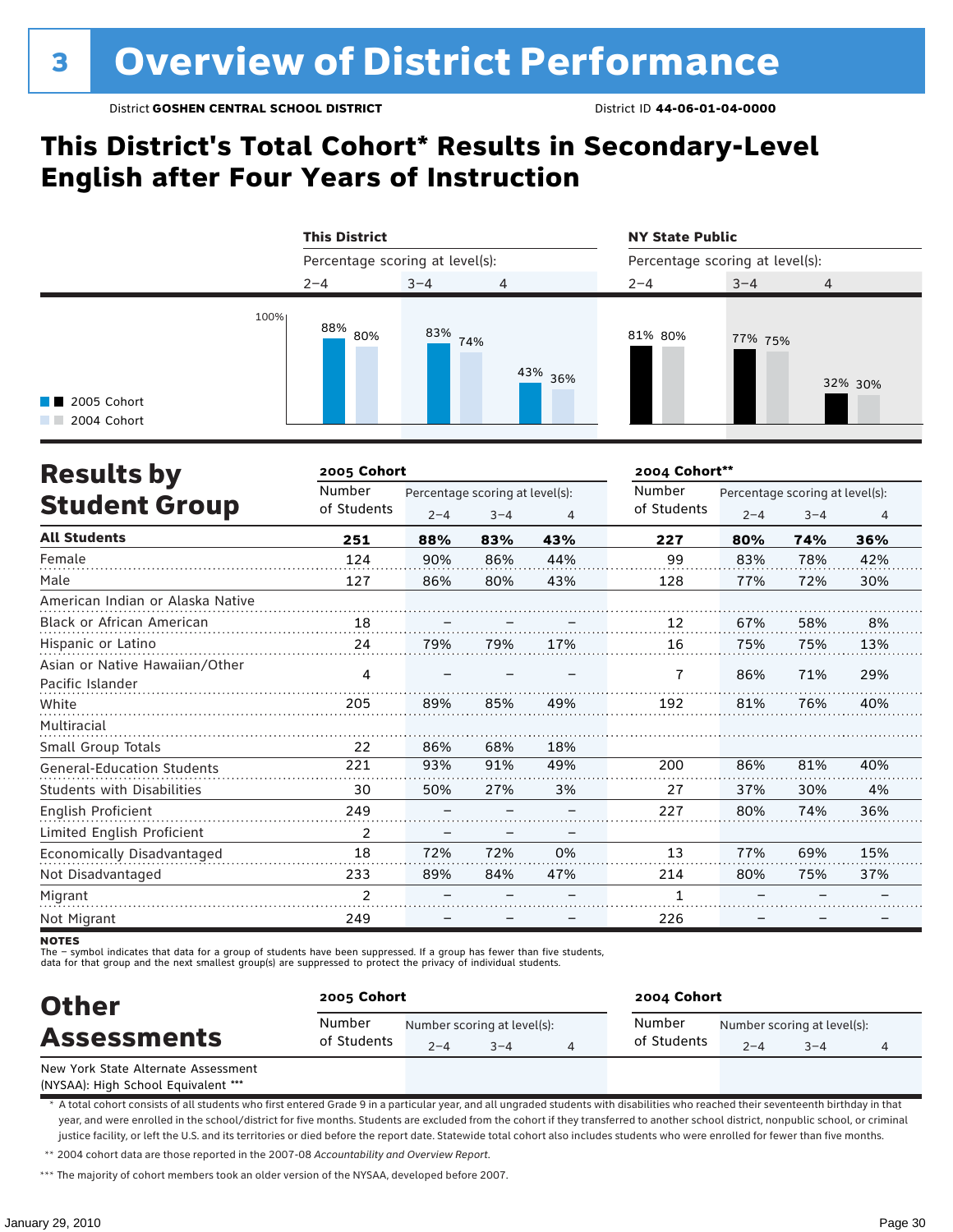# 3 Overview of District Performance

District **GOSHEN CENTRAL SCHOOL DISTRICT** District ID **44-06-01-04-0000**

## This District's Total Cohort* Results in Secondary-Level English after Four Years of Instruction

| | This District 2–4 | This District 3–4 | This District 4 | NY State Public 2–4 | NY State Public 3–4 | NY State Public 4 |
|---|---|---|---|---|---|---|
| 2005 Cohort | 88% | 83% | 43% | 81% | 77% | 32% |
| 2004 Cohort | 80% | 74% | 36% | 80% | 75% | 30% |

Percentage scoring at level(s):

## Results by Student Group

| | 2005 Cohort Number of Students | 2005 Cohort 2–4 | 2005 Cohort 3–4 | 2005 Cohort 4 | 2004 Cohort** Number of Students | 2004 Cohort** 2–4 | 2004 Cohort** 3–4 | 2004 Cohort** 4 |
|---|---|---|---|---|---|---|---|---|
| **All Students** | **251** | **88%** | **83%** | **43%** | **227** | **80%** | **74%** | **36%** |
| Female | 124 | 90% | 86% | 44% | 99 | 83% | 78% | 42% |
| Male | 127 | 86% | 80% | 43% | 128 | 77% | 72% | 30% |
| American Indian or Alaska Native | | | | | | | | |
| Black or African American | 18 | – | – | – | 12 | 67% | 58% | 8% |
| Hispanic or Latino | 24 | 79% | 79% | 17% | 16 | 75% | 75% | 13% |
| Asian or Native Hawaiian/Other Pacific Islander | 4 | – | – | – | 7 | 86% | 71% | 29% |
| White | 205 | 89% | 85% | 49% | 192 | 81% | 76% | 40% |
| Multiracial | | | | | | | | |
| Small Group Totals | 22 | 86% | 68% | 18% | | | | |
| General-Education Students | 221 | 93% | 91% | 49% | 200 | 86% | 81% | 40% |
| Students with Disabilities | 30 | 50% | 27% | 3% | 27 | 37% | 30% | 4% |
| English Proficient | 249 | – | – | – | 227 | 80% | 74% | 36% |
| Limited English Proficient | 2 | – | – | – | | | | |
| Economically Disadvantaged | 18 | 72% | 72% | 0% | 13 | 77% | 69% | 15% |
| Not Disadvantaged | 233 | 89% | 84% | 47% | 214 | 80% | 75% | 37% |
| Migrant | 2 | – | – | – | 1 | – | – | – |
| Not Migrant | 249 | – | – | – | 226 | – | – | – |

**NOTES**
The – symbol indicates that data for a group of students have been suppressed. If a group has fewer than five students, data for that group and the next smallest group(s) are suppressed to protect the privacy of individual students.

## Other Assessments

| | 2005 Cohort Number of Students | 2005 Cohort 2–4 | 2005 Cohort 3–4 | 2005 Cohort 4 | 2004 Cohort Number of Students | 2004 Cohort 2–4 | 2004 Cohort 3–4 | 2004 Cohort 4 |
|---|---|---|---|---|---|---|---|---|
| New York State Alternate Assessment (NYSAA): High School Equivalent *** | | | | | | | | |

Number scoring at level(s).

\* A total cohort consists of all students who first entered Grade 9 in a particular year, and all ungraded students with disabilities who reached their seventeenth birthday in that year, and were enrolled in the school/district for five months. Students are excluded from the cohort if they transferred to another school district, nonpublic school, or criminal justice facility, or left the U.S. and its territories or died before the report date. Statewide total cohort also includes students who were enrolled for fewer than five months.

\** 2004 cohort data are those reported in the 2007-08 *Accountability and Overview Report*.

\*** The majority of cohort members took an older version of the NYSAA, developed before 2007.

January 29, 2010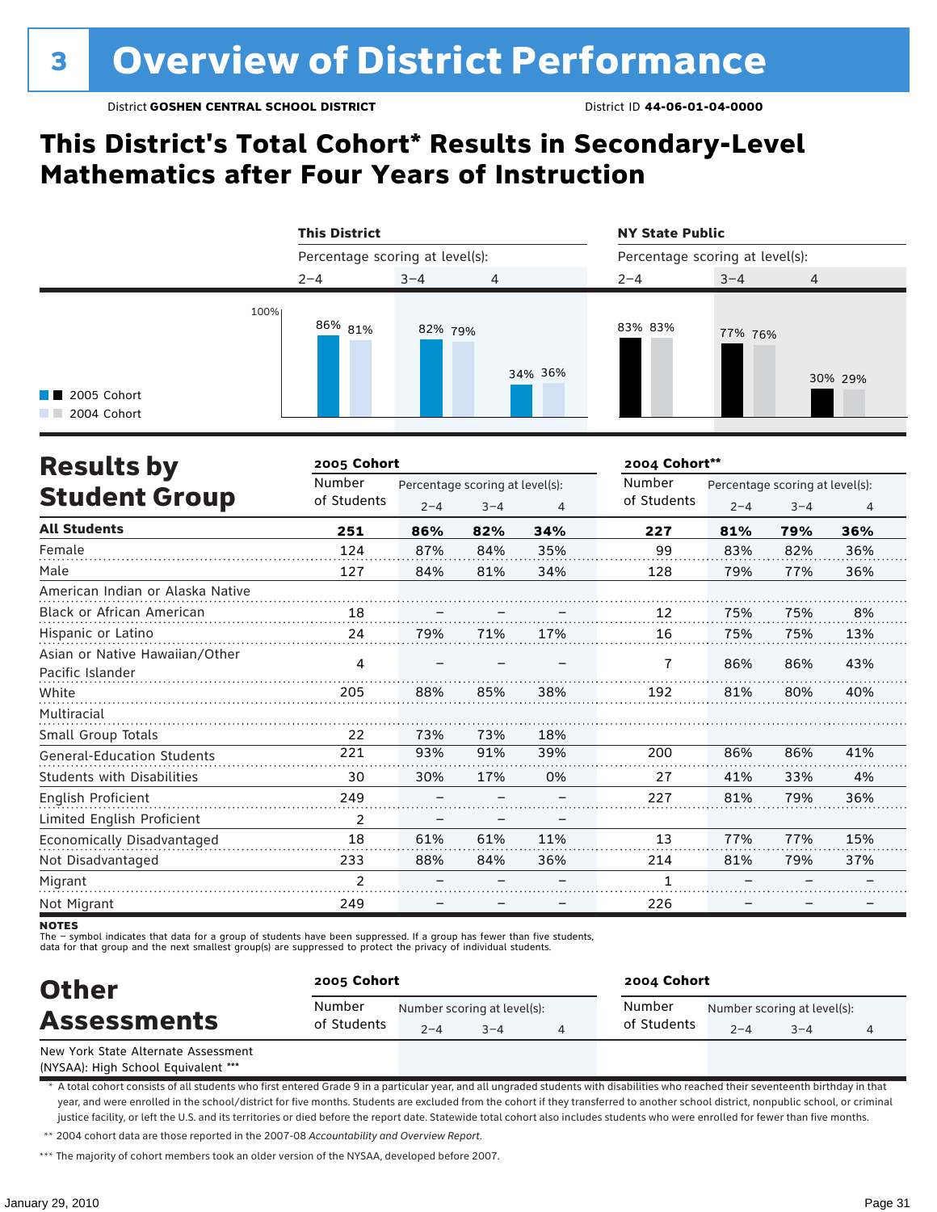# 3 Overview of District Performance

District **GOSHEN CENTRAL SCHOOL DISTRICT** District ID **44-06-01-04-0000**

## This District's Total Cohort* Results in Secondary-Level Mathematics after Four Years of Instruction

This District
Percentage scoring at level(s):
2–4 3–4 4

NY State Public
Percentage scoring at level(s):
2–4 3–4 4

100%

86% 81% 82% 79% 34% 36%

83% 83% 77% 76% 30% 29%

2005 Cohort
2004 Cohort

## Results by Student Group

| | 2005 Cohort | | | | 2004 Cohort** | | | |
|---|---|---|---|---|---|---|---|---|
| | Number of Students | Percentage scoring at level(s): 2–4 | 3–4 | 4 | Number of Students | Percentage scoring at level(s): 2–4 | 3–4 | 4 |
| **All Students** | **251** | **86%** | **82%** | **34%** | **227** | **81%** | **79%** | **36%** |
| Female | 124 | 87% | 84% | 35% | 99 | 83% | 82% | 36% |
| Male | 127 | 84% | 81% | 34% | 128 | 79% | 77% | 36% |
| American Indian or Alaska Native | | | | | | | | |
| Black or African American | 18 | – | – | – | 12 | 75% | 75% | 8% |
| Hispanic or Latino | 24 | 79% | 71% | 17% | 16 | 75% | 75% | 13% |
| Asian or Native Hawaiian/Other Pacific Islander | 4 | – | – | – | 7 | 86% | 86% | 43% |
| White | 205 | 88% | 85% | 38% | 192 | 81% | 80% | 40% |
| Multiracial | | | | | | | | |
| Small Group Totals | 22 | 73% | 73% | 18% | | | | |
| General-Education Students | 221 | 93% | 91% | 39% | 200 | 86% | 86% | 41% |
| Students with Disabilities | 30 | 30% | 17% | 0% | 27 | 41% | 33% | 4% |
| English Proficient | 249 | – | – | – | 227 | 81% | 79% | 36% |
| Limited English Proficient | 2 | – | – | – | | | | |
| Economically Disadvantaged | 18 | 61% | 61% | 11% | 13 | 77% | 77% | 15% |
| Not Disadvantaged | 233 | 88% | 84% | 36% | 214 | 81% | 79% | 37% |
| Migrant | 2 | – | – | – | 1 | – | – | – |
| Not Migrant | 249 | – | – | – | 226 | – | – | – |

**NOTES**
The – symbol indicates that data for a group of students have been suppressed. If a group has fewer than five students, data for that group and the next smallest group(s) are suppressed to protect the privacy of individual students.

## Other Assessments

| | 2005 Cohort | | | | 2004 Cohort | | | |
|---|---|---|---|---|---|---|---|---|
| | Number of Students | Number scoring at level(s): 2–4 | 3–4 | 4 | Number of Students | Number scoring at level(s): 2–4 | 3–4 | 4 |
| New York State Alternate Assessment (NYSAA): High School Equivalent *** | | | | | | | | |

\* A total cohort consists of all students who first entered Grade 9 in a particular year, and all ungraded students with disabilities who reached their seventeenth birthday in that year, and were enrolled in the school/district for five months. Students are excluded from the cohort if they transferred to another school district, nonpublic school, or criminal justice facility, or left the U.S. and its territories or died before the report date. Statewide total cohort also includes students who were enrolled for fewer than five months.

\** 2004 cohort data are those reported in the 2007-08 *Accountability and Overview Report*.

\*** The majority of cohort members took an older version of the NYSAA, developed before 2007.